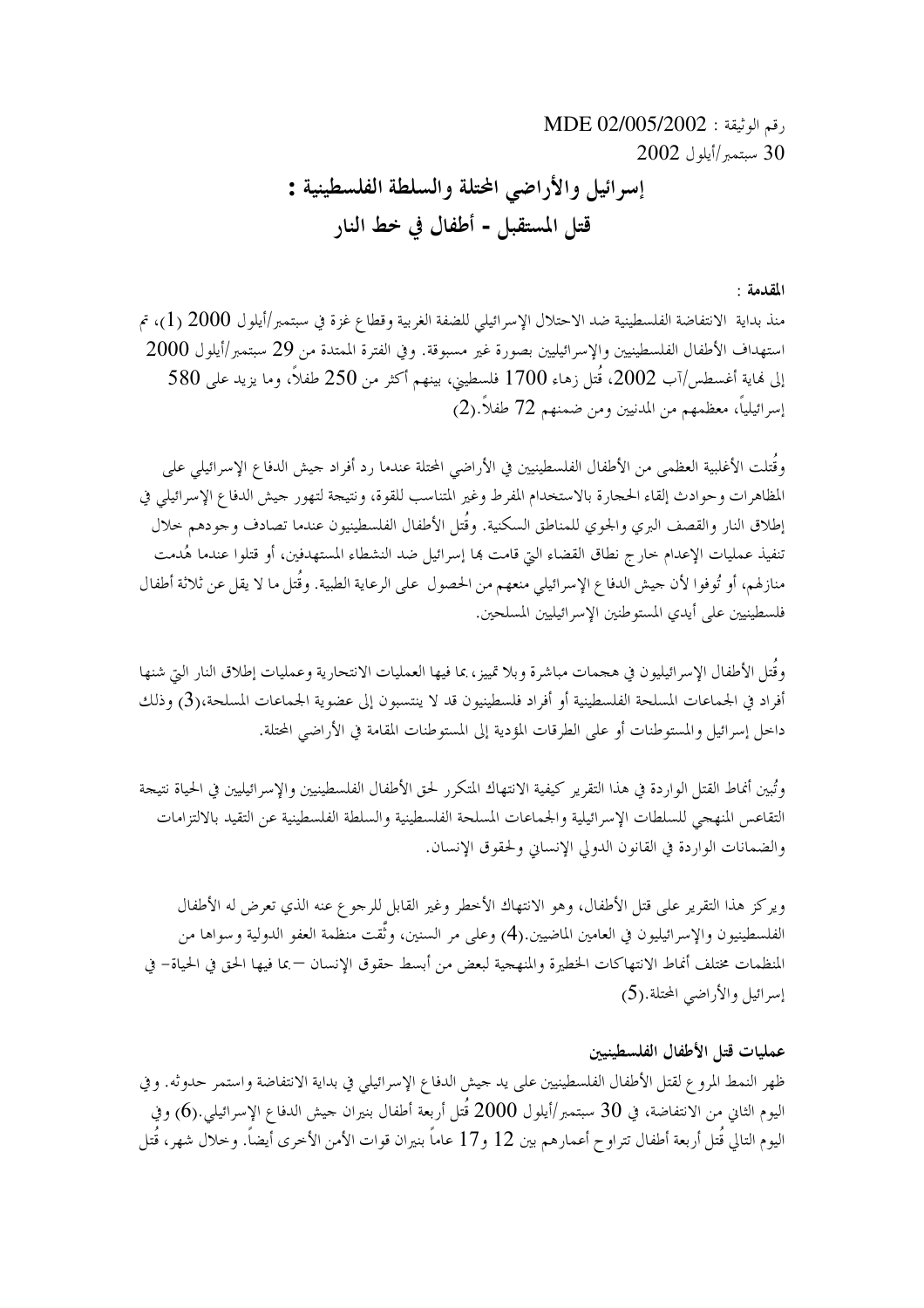رقم الوثيقة : MDE 02/005/2002
30 سبتمبر/أيلول 2002

# إسرائيل والأراضي المحتلة والسلطة الفلسطينية :
# قتل المستقبل - أطفال في خط النار

**المقدمة :**

منذ بداية الانتفاضة الفلسطينية ضد الاحتلال الإسرائيلي للضفة الغربية وقطاع غزة في سبتمبر/أيلول 2000 (1)، تم استهداف الأطفال الفلسطينيين والإسرائيليين بصورة غير مسبوقة. وفي الفترة الممتدة من 29 سبتمبر/أيلول 2000 إلى نهاية أغسطس/آب 2002، قُتل زهاء 1700 فلسطيني، بينهم أكثر من 250 طفلاً، وما يزيد على 580 إسرائيلياً، معظمهم من المدنيين ومن ضمنهم 72 طفلاً.(2)

وقُتلت الأغلبية العظمى من الأطفال الفلسطينيين في الأراضي المحتلة عندما رد أفراد جيش الدفاع الإسرائيلي على المظاهرات وحوادث إلقاء الحجارة بالاستخدام المفرط وغير المتناسب للقوة، ونتيجة لتهور جيش الدفاع الإسرائيلي في إطلاق النار والقصف البري والجوي للمناطق السكنية. وقُتل الأطفال الفلسطينيون عندما تصادف وجودهم خلال تنفيذ عمليات الإعدام خارج نطاق القضاء التي قامت بها إسرائيل ضد النشطاء المستهدفين، أو قتلوا عندما هُدمت منازلهم، أو تُوفوا لأن جيش الدفاع الإسرائيلي منعهم من الحصول على الرعاية الطبية. وقُتل ما لا يقل عن ثلاثة أطفال فلسطينيين على أيدي المستوطنين الإسرائيليين المسلحين.

وقُتل الأطفال الإسرائيليون في هجمات مباشرة وبلا تمييز، بما فيها العمليات الانتحارية وعمليات إطلاق النار التي شنها أفراد في الجماعات المسلحة الفلسطينية أو أفراد فلسطينيون قد لا ينتسبون إلى عضوية الجماعات المسلحة،(3) وذلك داخل إسرائيل والمستوطنات أو على الطرقات المؤدية إلى المستوطنات المقامة في الأراضي المحتلة.

وتُبين أنماط القتل الواردة في هذا التقرير كيفية الانتهاك المتكرر لحق الأطفال الفلسطينيين والإسرائيليين في الحياة نتيجة التقاعس المنهجي للسلطات الإسرائيلية والجماعات المسلحة الفلسطينية والسلطة الفلسطينية عن التقيد بالالتزامات والضمانات الواردة في القانون الدولي الإنساني ولحقوق الإنسان.

ويركز هذا التقرير على قتل الأطفال، وهو الانتهاك الأخطر وغير القابل للرجوع عنه الذي تعرض له الأطفال الفلسطينيون والإسرائيليون في العامين الماضيين.(4) وعلى مر السنين، وثَّقت منظمة العفو الدولية وسواها من المنظمات مختلف أنماط الانتهاكات الخطيرة والمنهجية لبعض من أبسط حقوق الإنسان –بما فيها الحق في الحياة– في إسرائيل والأراضي المحتلة.(5)

**عمليات قتل الأطفال الفلسطينيين**

ظهر النمط المروع لقتل الأطفال الفلسطينيين على يد جيش الدفاع الإسرائيلي في بداية الانتفاضة واستمر حدوثه. وفي اليوم الثاني من الانتفاضة، في 30 سبتمبر/أيلول 2000 قُتل أربعة أطفال بنيران جيش الدفاع الإسرائيلي.(6) وفي اليوم التالي قُتل أربعة أطفال تتراوح أعمارهم بين 12 و17 عاماً بنيران قوات الأمن الأخرى أيضاً. وخلال شهر، قُتل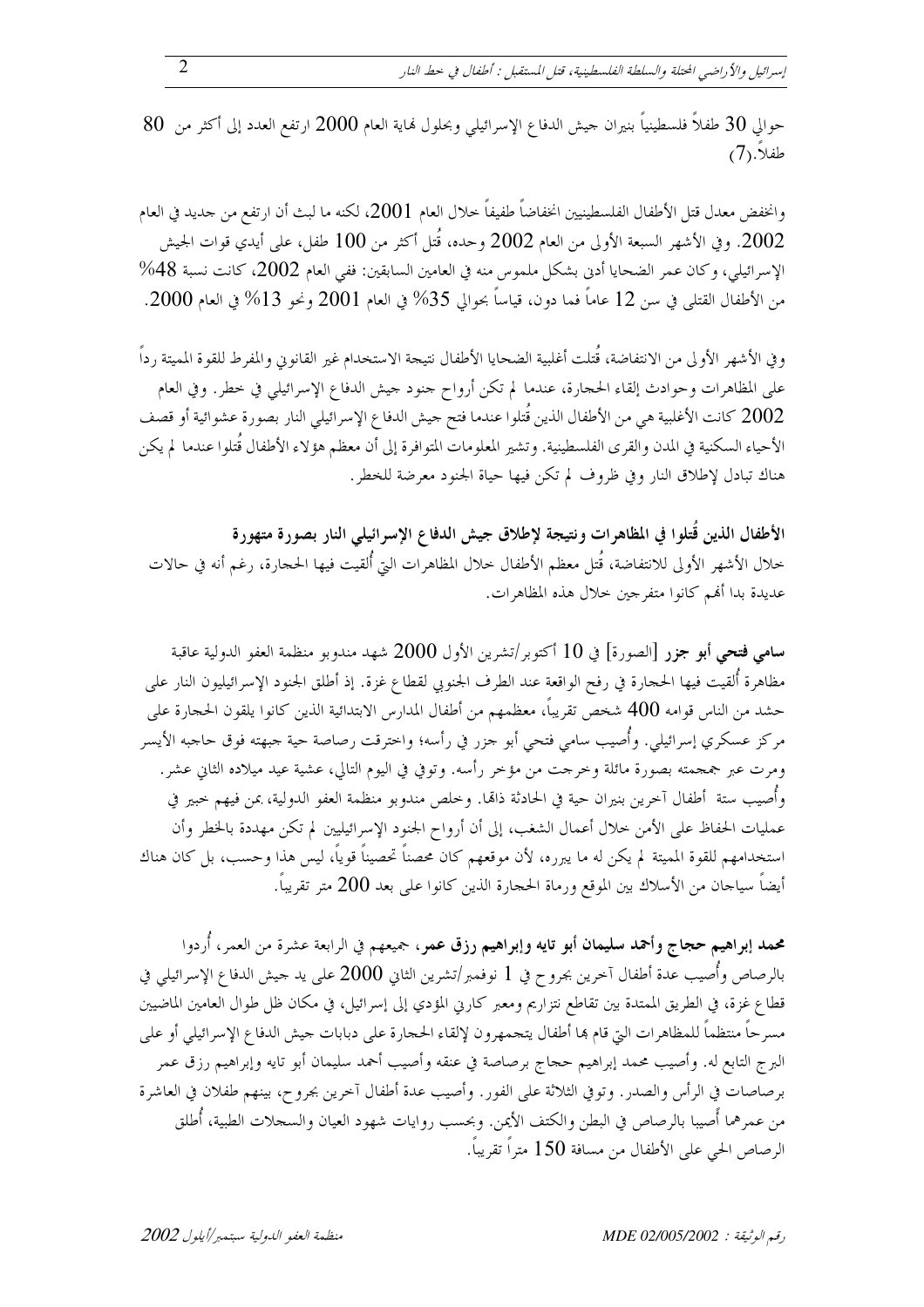حوالي 30 طفلاً فلسطينياً بنيران جيش الدفاع الإسرائيلي وبحلول نهاية العام 2000 ارتفع العدد إلى أكثر من 80 طفلاً.(7)

وانخفض معدل قتل الأطفال الفلسطينيين انخفاضاً طفيفاً خلال العام 2001، لكنه ما لبث أن ارتفع من جديد في العام 2002. وفي الأشهر السبعة الأولى من العام 2002 وحده، قُتل أكثر من 100 طفل، على أيدي قوات الجيش الإسرائيلي، وكان عمر الضحايا أدنى بشكل ملموس منه في العامين السابقين: ففي العام 2002، كانت نسبة 48% من الأطفال القتلى في سن 12 عاماً فما دون، قياساً بحوالي 35% في العام 2001 ونحو 13% في العام 2000.

وفي الأشهر الأولى من الانتفاضة، قُتلت أغلبية الضحايا الأطفال نتيجة الاستخدام غير القانوني والمفرط للقوة المميتة رداً على المظاهرات وحوادث إلقاء الحجارة، عندما لم تكن أرواح جنود جيش الدفاع الإسرائيلي في خطر. وفي العام 2002 كانت الأغلبية هي من الأطفال الذين قُتلوا عندما فتح جيش الدفاع الإسرائيلي النار بصورة عشوائية أو قصف الأحياء السكنية في المدن والقرى الفلسطينية. وتشير المعلومات المتوافرة إلى أن معظم هؤلاء الأطفال قُتلوا عندما لم يكن هناك تبادل لإطلاق النار وفي ظروف لم تكن فيها حياة الجنود معرضة للخطر.

**الأطفال الذين قُتلوا في المظاهرات ونتيجة لإطلاق جيش الدفاع الإسرائيلي النار بصورة متهورة**

خلال الأشهر الأولى للانتفاضة، قُتل معظم الأطفال خلال المظاهرات التي أُلقيت فيها الحجارة، رغم أنه في حالات عديدة بدا أنهم كانوا متفرجين خلال هذه المظاهرات.

**سامي فتحي أبو جزر** [الصورة] في 10 أكتوبر/تشرين الأول 2000 شهد مندوبو منظمة العفو الدولية عاقبة مظاهرة أُلقيت فيها الحجارة في رفح الواقعة عند الطرف الجنوبي لقطاع غزة. إذ أطلق الجنود الإسرائيليون النار على حشد من الناس قوامه 400 شخص تقريباً، معظمهم من أطفال المدارس الابتدائية الذين كانوا يلقون الحجارة على مركز عسكري إسرائيلي. وأُصيب سامي فتحي أبو جزر في رأسه؛ واخترقت رصاصة حية جبهته فوق حاجبه الأيسر ومرت عبر جمجمته بصورة مائلة وخرجت من مؤخر رأسه. وتوفي في اليوم التالي، عشية عيد ميلاده الثاني عشر. وأُصيب ستة أطفال آخرين بنيران حية في الحادثة ذاتها. وخلص مندوبو منظمة العفو الدولية، بمن فيهم خبير في عمليات الحفاظ على الأمن خلال أعمال الشغب، إلى أن أرواح الجنود الإسرائيليين لم تكن مهددة بالخطر وأن استخدامهم للقوة المميتة لم يكن له ما يبرره، لأن موقعهم كان محصناً تحصيناً قوياً، ليس هذا وحسب، بل كان هناك أيضاً سياجان من الأسلاك بين الموقع ورماة الحجارة الذين كانوا على بعد 200 متر تقريباً.

**محمد إبراهيم حجاج وأحمد سليمان أبو تايه وإبراهيم رزق عمر**، جميعهم في الرابعة عشرة من العمر، أُردوا بالرصاص وأُصيب عدة أطفال آخرين بجروح في 1 نوفمبر/تشرين الثاني 2000 على يد جيش الدفاع الإسرائيلي في قطاع غزة، في الطريق الممتدة بين تقاطع نتزاريم ومعبر كارني المؤدي إلى إسرائيل، في مكان ظل طوال العامين الماضيين مسرحاً منتظماً للمظاهرات التي قام بها أطفال يتجمهرون لإلقاء الحجارة على دبابات جيش الدفاع الإسرائيلي أو على البرج التابع له. وأُصيب محمد إبراهيم حجاج برصاصة في عنقه وأُصيب أحمد سليمان أبو تايه وإبراهيم رزق عمر برصاصات في الرأس والصدر. وتوفي الثلاثة على الفور. وأُصيب عدة أطفال آخرين بجروح، بينهم طفلان في العاشرة من عمرهما أُصيبا بالرصاص في البطن والكتف الأيمن. وبحسب روايات شهود العيان والسجلات الطبية، أُطلق الرصاص الحي على الأطفال من مسافة 150 متراً تقريباً.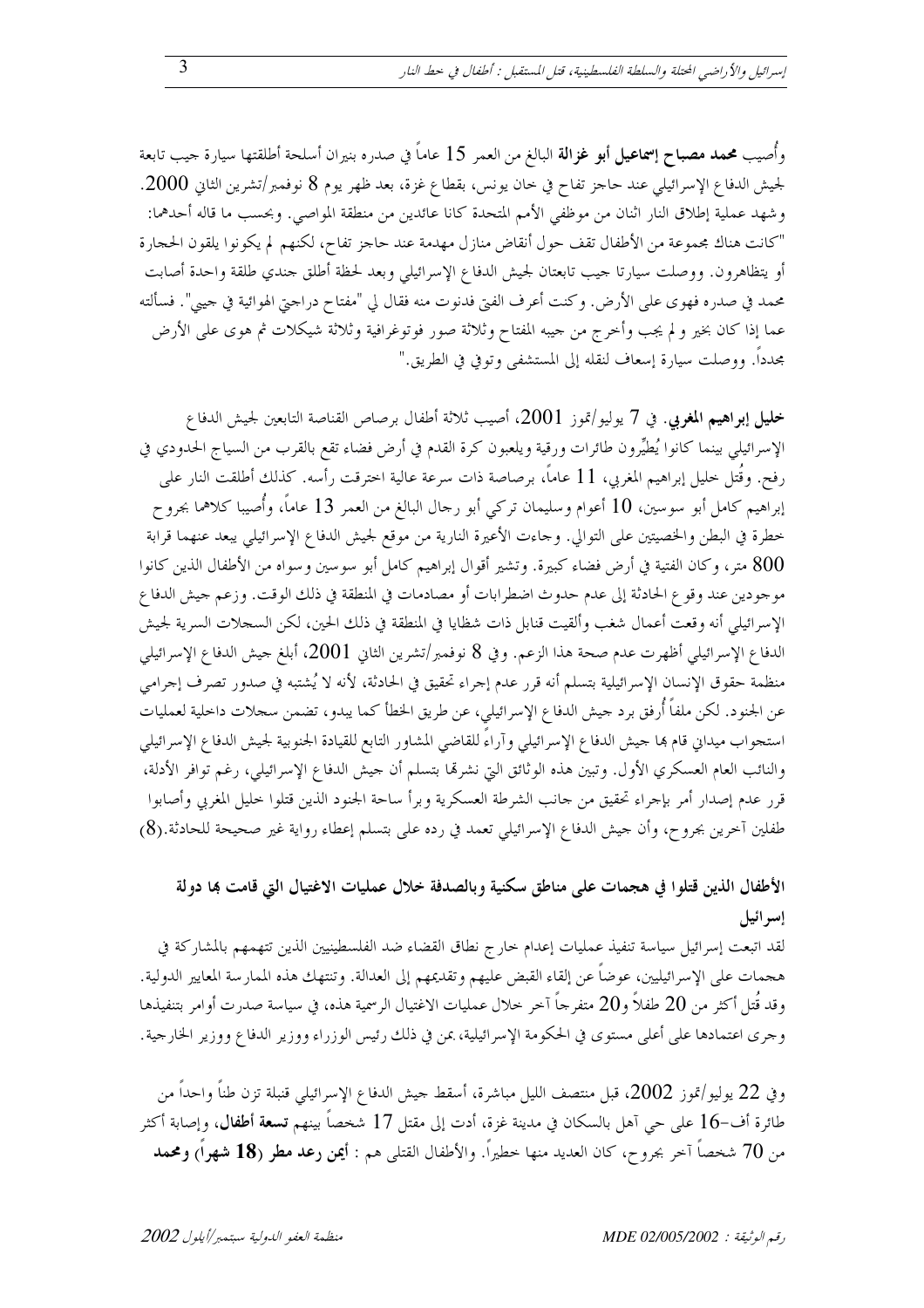وأُصيب **محمد مصباح إسماعيل أبو غزالة** البالغ من العمر 15 عاماً في صدره بنيران أسلحة أطلقتها سيارة جيب تابعة لجيش الدفاع الإسرائيلي عند حاجز تفاح في خان يونس، بقطاع غزة، بعد ظهر يوم 8 نوفمبر/تشرين الثاني 2000. وشهد عملية إطلاق النار اثنان من موظفي الأمم المتحدة كانا عائدين من منطقة المواصي. وبحسب ما قاله أحدهما: "كانت هناك مجموعة من الأطفال تقف حول أنقاض منازل مهدمة عند حاجز تفاح، لكنهم لم يكونوا يلقون الحجارة أو يتظاهرون. ووصلت سيارتا جيب تابعتان لجيش الدفاع الإسرائيلي وبعد لحظة أطلق جندي طلقة واحدة أصابت محمد في صدره فهوى على الأرض. وكنت أعرف الفتى فدنوت منه فقال لي "مفتاح دراجتي الهوائية في جيبي". فسألته عما إذا كان بخير و لم يجب وأخرج من جيبه المفتاح وثلاثة صور فوتوغرافية وثلاثة شيكلات ثم هوى على الأرض مجدداً. ووصلت سيارة إسعاف لنقله إلى المستشفى وتوفي في الطريق."

**خليل إبراهيم المغربي**. في 7 يوليو/تموز 2001، أصيب ثلاثة أطفال برصاص القناصة التابعين لجيش الدفاع الإسرائيلي بينما كانوا يُطيِّرون طائرات ورقية ويلعبون كرة القدم في أرض فضاء تقع بالقرب من السياج الحدودي في رفح. وقُتل خليل إبراهيم المغربي، 11 عاماً، برصاصة ذات سرعة عالية اخترقت رأسه. كذلك أطلقت النار على إبراهيم كامل أبو سوسين، 10 أعوام وسليمان تركي أبو رجال البالغ من العمر 13 عاماً، وأُصيبا كلاهما بجروح خطرة في البطن والخصيتين على التوالي. وجاءت الأعيرة النارية من موقع لجيش الدفاع الإسرائيلي يبعد عنهما قرابة 800 متر، وكان الفتية في أرض فضاء كبيرة. وتشير أقوال إبراهيم كامل أبو سوسين وسواه من الأطفال الذين كانوا موجودين عند وقوع الحادثة إلى عدم حدوث اضطرابات أو مصادمات في المنطقة في ذلك الوقت. وزعم جيش الدفاع الإسرائيلي أنه وقعت أعمال شغب وألقيت قنابل ذات شظايا في المنطقة في ذلك الحين، لكن السجلات السرية لجيش الدفاع الإسرائيلي أظهرت عدم صحة هذا الزعم. وفي 8 نوفمبر/تشرين الثاني 2001، أبلغ جيش الدفاع الإسرائيلي منظمة حقوق الإنسان الإسرائيلية بتسلم أنه قرر عدم إجراء تحقيق في الحادثة، لأنه لا يُشتبه في صدور تصرف إجرامي عن الجنود. لكن ملفاً أُرفق برد جيش الدفاع الإسرائيلي، عن طريق الخطأ كما يبدو، تضمن سجلات داخلية لعمليات استجواب ميداني قام بها جيش الدفاع الإسرائيلي وآراءً للقاضي المشاور التابع للقيادة الجنوبية لجيش الدفاع الإسرائيلي والنائب العام العسكري الأول. وتبين هذه الوثائق التي نشرتها بتسلم أن جيش الدفاع الإسرائيلي، رغم توافر الأدلة، قرر عدم إصدار أمر بإجراء تحقيق من جانب الشرطة العسكرية وبرأ ساحة الجنود الذين قتلوا خليل المغربي وأصابوا طفلين آخرين بجروح، وأن جيش الدفاع الإسرائيلي تعمد في رده على بتسلم إعطاء رواية غير صحيحة للحادثة.(8)

## الأطفال الذين قتلوا في هجمات على مناطق سكنية وبالصدفة خلال عمليات الاغتيال التي قامت بها دولة إسرائيل

لقد اتبعت إسرائيل سياسة تنفيذ عمليات إعدام خارج نطاق القضاء ضد الفلسطينيين الذين تتهمهم بالمشاركة في هجمات على الإسرائيليين، عوضاً عن إلقاء القبض عليهم وتقديمهم إلى العدالة. وتنتهك هذه الممارسة المعايير الدولية. وقد قُتل أكثر من 20 طفلاً و20 متفرجاً آخر خلال عمليات الاغتيال الرسمية هذه، في سياسة صدرت أوامر بتنفيذها وجرى اعتمادها على أعلى مستوى في الحكومة الإسرائيلية، بمن في ذلك رئيس الوزراء ووزير الدفاع ووزير الخارجية.

وفي 22 يوليو/تموز 2002، قبل منتصف الليل مباشرة، أسقط جيش الدفاع الإسرائيلي قنبلة تزن طناً واحداً من طائرة أف-16 على حي آهل بالسكان في مدينة غزة، أدت إلى مقتل 17 شخصاً بينهم **تسعة أطفال**، وإصابة أكثر من 70 شخصاً آخر بجروح، كان العديد منها خطيراً. والأطفال القتلى هم : **أيمن رعد مطر (18 شهراً) ومحمد**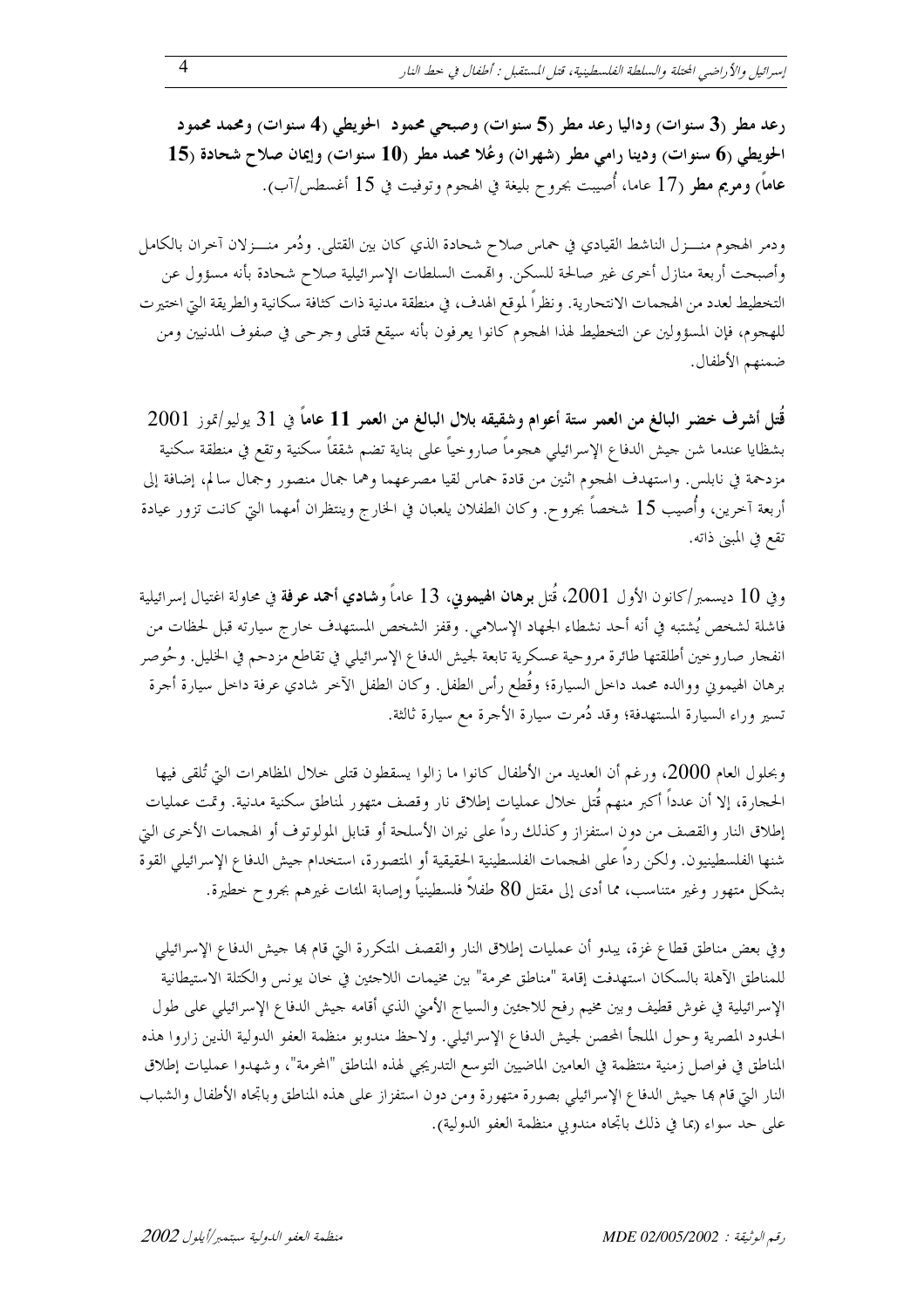**رعد مطر (3 سنوات) وداليا رعد مطر (5 سنوات) وصبحي محمود الحويطي (4 سنوات) ومحمد محمود الحويطي (6 سنوات) ودينا رامي مطر (شهران) وعُلا محمد مطر (10 سنوات) وإيمان صلاح شحادة (15 عاماً) ومريم مطر** (17 عاما، أُصيبت بجروح بليغة في الهجوم وتوفيت في 15 أغسطس/آب).

ودمر الهجوم منـــزل الناشط القيادي في حماس صلاح شحادة الذي كان بين القتلى. ودُمر منـــزلان آخران بالكامل وأصبحت أربعة منازل أخرى غير صالحة للسكن. واتهمت السلطات الإسرائيلية صلاح شحادة بأنه مسؤول عن التخطيط لعدد من الهجمات الانتحارية. ونظراً لموقع الهدف، في منطقة مدنية ذات كثافة سكانية والطريقة التي اختيرت للهجوم، فإن المسؤولين عن التخطيط لهذا الهجوم كانوا يعرفون بأنه سيقع قتلى وجرحى في صفوف المدنيين ومن ضمنهم الأطفال.

**قُتل أشرف خضر البالغ من العمر ستة أعوام وشقيقه بلال البالغ من العمر 11 عاماً** في 31 يوليو/تموز 2001 بشظايا عندما شن جيش الدفاع الإسرائيلي هجوماً صاروخياً على بناية تضم شققاً سكنية وتقع في منطقة سكنية مزدحمة في نابلس. واستهدف الهجوم اثنين من قادة حماس لقيا مصرعهما وهما جمال منصور وجمال سالم، إضافة إلى أربعة آخرين، وأُصيب 15 شخصاً بجروح. وكان الطفلان يلعبان في الخارج وينتظران أمهما التي كانت تزور عيادة تقع في المبنى ذاته.

وفي 10 ديسمبر/كانون الأول 2001، قُتل **برهان الهيموني**، 13 عاماً و**شادي أحمد عرفة** في محاولة اغتيال إسرائيلية فاشلة لشخص يُشتبه في أنه أحد نشطاء الجهاد الإسلامي. وقفز الشخص المستهدف خارج سيارته قبل لحظات من انفجار صاروخين أطلقتها طائرة مروحية عسكرية تابعة لجيش الدفاع الإسرائيلي في تقاطع مزدحم في الخليل. وحُوصر برهان الهيموني ووالده محمد داخل السيارة؛ وقُطع رأس الطفل. وكان الطفل الآخر شادي عرفة داخل سيارة أجرة تسير وراء السيارة المستهدفة؛ وقد دُمرت سيارة الأجرة مع سيارة ثالثة.

وبحلول العام 2000، ورغم أن العديد من الأطفال كانوا ما زالوا يسقطون قتلى خلال المظاهرات التي تُلقى فيها الحجارة، إلا أن عدداً أكبر منهم قُتل خلال عمليات إطلاق نار وقصف متهور لمناطق سكنية مدنية. وتمت عمليات إطلاق النار والقصف من دون استفزاز وكذلك رداً على نيران الأسلحة أو قنابل المولوتوف أو الهجمات الأخرى التي شنها الفلسطينيون. ولكن رداً على الهجمات الفلسطينية الحقيقية أو المتصورة، استخدم جيش الدفاع الإسرائيلي القوة بشكل متهور وغير متناسب، مما أدى إلى مقتل 80 طفلاً فلسطينياً وإصابة المئات غيرهم بجروح خطيرة.

وفي بعض مناطق قطاع غزة، يبدو أن عمليات إطلاق النار والقصف المتكررة التي قام بها جيش الدفاع الإسرائيلي للمناطق الآهلة بالسكان استهدفت إقامة "مناطق محرمة" بين مخيمات اللاجئين في خان يونس والكتلة الاستيطانية الإسرائيلية في غوش قطيف وبين مخيم رفح للاجئين والسياج الأمني الذي أقامه جيش الدفاع الإسرائيلي على طول الحدود المصرية وحول الملجأ المحصن لجيش الدفاع الإسرائيلي. ولاحظ مندوبو منظمة العفو الدولية الذين زاروا هذه المناطق في فواصل زمنية منتظمة في العامين الماضيين التوسع التدريجي لهذه المناطق "المحرمة"، وشهدوا عمليات إطلاق النار التي قام بها جيش الدفاع الإسرائيلي بصورة متهورة ومن دون استفزاز على هذه المناطق وباتجاه الأطفال والشباب على حد سواء (بما في ذلك باتجاه مندوبي منظمة العفو الدولية).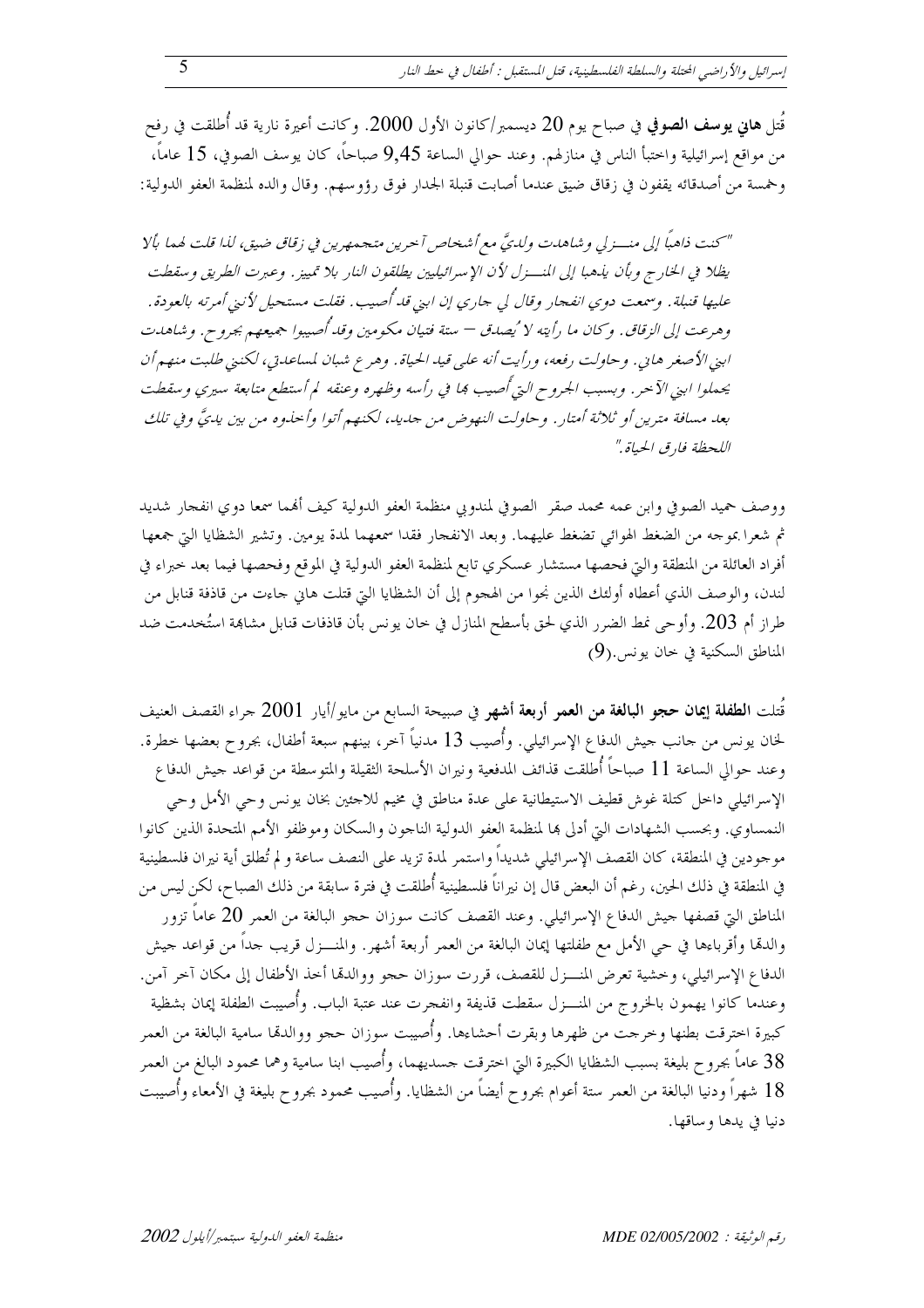قُتل **هاني يوسف الصوفي** في صباح يوم 20 ديسمبر/كانون الأول 2000. وكانت أعيرة نارية قد أُطلقت في رفح من مواقع إسرائيلية واختبأ الناس في منازلهم. وعند حوالي الساعة 9,45 صباحاً، كان يوسف الصوفي، 15 عاماً، وخمسة من أصدقائه يقفون في زقاق ضيق عندما أصابت قنبلة الجدار فوق رؤوسهم. وقال والده لمنظمة العفو الدولية:

*"كنت ذاهباً إلى منـزلي وشاهدت ولديَّ مع أشخاص آخرين متجمهرين في زقاق ضيق، لذا قلت لهما بألا يظلا في الخارج وبأن يذهبا إلى المنـزل لأن الإسرائيليين يطلقون النار بلا تمييز. وعبرت الطريق وسقطت عليها قنبلة. وسمعت دوي انفجار وقال لي جاري إن ابني قد أُصيب. فقلت مستحيل لأنني أمرته بالعودة. وهرعت إلى الزقاق. وكان ما رأيته لا يُصدق – ستة فتيان مكومين وقد أُصيبوا جميعهم بجروح. وشاهدت ابني الأصغر هاني. وحاولت رفعه، ورأيت أنه على قيد الحياة. وهرع شبان لمساعدتي، لكنني طلبت منهم أن يحملوا ابني الآخر. وبسبب الجروح التي أُصيب بها في رأسه وظهره وعنقه لم أستطع متابعة سيري وسقطت بعد مسافة مترين أو ثلاثة أمتار. وحاولت النهوض من جديد، لكنهم أتوا وأخذوه من بين يديَّ وفي تلك اللحظة فارق الحياة."*

ووصف حميد الصوفي وابن عمه محمد صقر الصوفي لمندوبي منظمة العفو الدولية كيف أنهما سمعا دوي انفجار شديد ثم شعرا بموجه من الضغط الهوائي تضغط عليهما. وبعد الانفجار فقدا سمعهما لمدة يومين. وتشير الشظايا التي جمعها أفراد العائلة من المنطقة والتي فحصها مستشار عسكري تابع لمنظمة العفو الدولية في الموقع وفحصها فيما بعد خبراء في لندن، والوصف الذي أعطاه أولئك الذين نجوا من الهجوم إلى أن الشظايا التي قتلت هاني جاءت من قاذفة قنابل من طراز أم 203. وأوحى نمط الضرر الذي لحق بأسطح المنازل في خان يونس بأن قاذفات قنابل مشابهة استُخدمت ضد المناطق السكنية في خان يونس.(9)

قُتلت **الطفلة إيمان حجو البالغة من العمر أربعة أشهر** في صبيحة السابع من مايو/أيار 2001 جراء القصف العنيف لخان يونس من جانب جيش الدفاع الإسرائيلي. وأُصيب 13 مدنياً آخر، بينهم سبعة أطفال، بجروح بعضها خطرة. وعند حوالي الساعة 11 صباحاً أُطلقت قذائف المدفعية ونيران الأسلحة الثقيلة والمتوسطة من قواعد جيش الدفاع الإسرائيلي داخل كتلة غوش قطيف الاستيطانية على عدة مناطق في مخيم للاجئين بخان يونس وحي الأمل وحي النمساوي. وبحسب الشهادات التي أدلى بها لمنظمة العفو الدولية الناجون والسكان وموظفو الأمم المتحدة الذين كانوا موجودين في المنطقة، كان القصف الإسرائيلي شديداً واستمر لمدة تزيد على النصف ساعة و لم تُطلق أية نيران فلسطينية في المنطقة في ذلك الحين، رغم أن البعض قال إن نيراناً فلسطينية أُطلقت في فترة سابقة من ذلك الصباح، لكن ليس من المناطق التي قصفها جيش الدفاع الإسرائيلي. وعند القصف كانت سوزان حجو البالغة من العمر 20 عاماً تزور والدتها وأقرباءها في حي الأمل مع طفلتها إيمان البالغة من العمر أربعة أشهر. والمنـزل قريب جداً من قواعد جيش الدفاع الإسرائيلي، وخشية تعرض المنـزل للقصف، قررت سوزان حجو ووالدتها أخذ الأطفال إلى مكان آخر آمن. وعندما كانوا يهمون بالخروج من المنـزل سقطت قذيفة وانفجرت عند عتبة الباب. وأُصيبت الطفلة إيمان بشظية كبيرة اخترقت بطنها وخرجت من ظهرها وبقرت أحشاءها. وأُصيبت سوزان حجو ووالدتها سامية البالغة من العمر 38 عاماً بجروح بليغة بسبب الشظايا الكبيرة التي اخترقت جسديهما، وأُصيب ابنا سامية وهما محمود البالغ من العمر 18 شهراً ودنيا البالغة من العمر ستة أعوام بجروح أيضاً من الشظايا. وأُصيب محمود بجروح بليغة في الأمعاء وأُصيبت دنيا في يدها وساقها.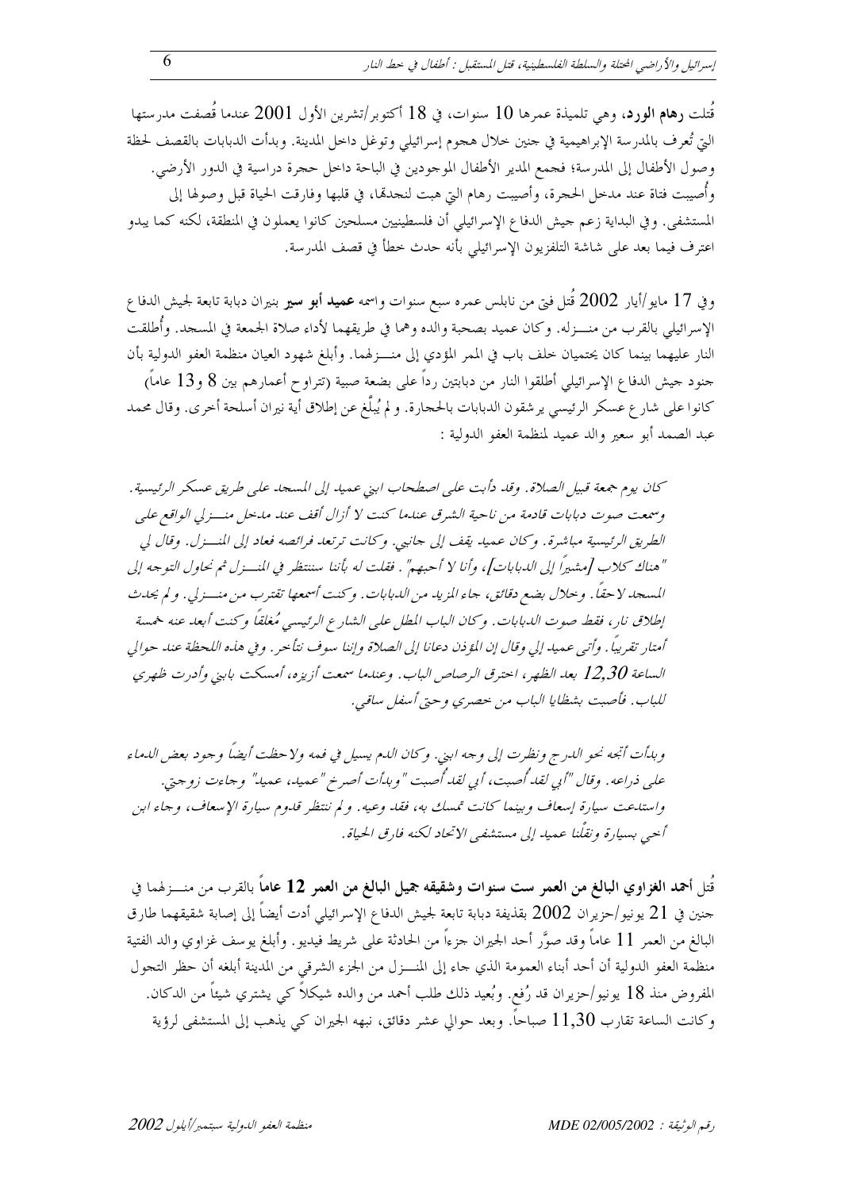قُتلت **رهام الورد**، وهي تلميذة عمرها 10 سنوات، في 18 أكتوبر/تشرين الأول 2001 عندما قُصفت مدرستها التي تُعرف بالمدرسة الإبراهيمية في جنين خلال هجوم إسرائيلي وتوغل داخل المدينة. وبدأت الدبابات بالقصف لحظة وصول الأطفال إلى المدرسة؛ فجمع المدير الأطفال الموجودين في الباحة داخل حجرة دراسية في الدور الأرضي. وأُصيبت فتاة عند مدخل الحجرة، وأصيبت رهام التي هبت لنجدتها، في قلبها وفارقت الحياة قبل وصولها إلى المستشفى. وفي البداية زعم جيش الدفاع الإسرائيلي أن فلسطينيين مسلحين كانوا يعملون في المنطقة، لكنه كما يبدو اعترف فيما بعد على شاشة التلفزيون الإسرائيلي بأنه حدث خطأ في قصف المدرسة.

وفي 17 مايو/أيار 2002 قُتل فتى من نابلس عمره سبع سنوات واسمه **عميد أبو سير** بنيران دبابة تابعة لجيش الدفاع الإسرائيلي بالقرب من منـــزله. وكان عميد بصحبة والده وهما في طريقهما لأداء صلاة الجمعة في المسجد. وأُطلقت النار عليهما بينما كان يحتميان خلف باب في الممر المؤدي إلى منـــزلهما. وأبلغ شهود العيان منظمة العفو الدولية بأن جنود جيش الدفاع الإسرائيلي أطلقوا النار من دبابتين رداً على بضعة صبية (تتراوح أعمارهم بين 8 و13 عاماً) كانوا على شارع عسكر الرئيسي يرشقون الدبابات بالحجارة. ولم يُبلَّغ عن إطلاق أية نيران أسلحة أخرى. وقال محمد عبد الصمد أبو سعير والد عميد لمنظمة العفو الدولية :

*كان يوم جمعة قبيل الصلاة. وقد دأبت على اصطحاب ابني عميد إلى المسجد على طريق عسكر الرئيسية. وسمعت صوت دبابات قادمة من ناحية الشرق عندما كنت لا أزال أقف عند مدخل منـــزلي الواقع على الطريق الرئيسية مباشرة. وكان عميد يقف إلى جانبي. وكانت ترتعد فرائصه فعاد إلى المنـــزل. وقال لي "هناك كلاب [مشيراً إلى الدبابات]، وأنا لا أحبهم". فقلت له بأننا سننتظر في المنـــزل ثم نحاول التوجه إلى المسجد لاحقاً. وخلال بضع دقائق، جاء المزيد من الدبابات. وكنت أسمعها تقترب من منـــزلي. ولم يحدث إطلاق نار، فقط صوت الدبابات. وكان الباب المطل على الشارع الرئيسي مُغلقاً وكنت أبعد عنه خمسة أمتار تقريباً. وأتى عميد إلي وقال إن المؤذن دعانا إلى الصلاة وإننا سوف نتأخر. وفي هذه اللحظة عند حوالي الساعة 12,30 بعد الظهر، اخترق الرصاص الباب. وعندما سمعت أزيزه، أمسكت بابني وأدرت ظهري للباب. فأصبت بشظايا الباب من خصري وحتى أسفل ساقي.*

*وبدأت أتجه نحو الدرج ونظرت إلى وجه ابني. وكان الدم يسيل في فمه ولاحظت أيضاً وجود بعض الدماء على ذراعه. وقال "أبي لقد أُصبت، أبي لقد أُصبت" وبدأت أصرخ "عميد، عميد" وجاءت زوجتي. واستدعت سيارة إسعاف وبينما كانت تمسك به، فقد وعيه. ولم ننتظر قدوم سيارة الإسعاف، وجاء ابن أخي بسيارة ونقلْنا عميد إلى مستشفى الاتحاد لكنه فارق الحياة.*

قُتل **أحمد الغزاوي البالغ من العمر ست سنوات وشقيقه جميل البالغ من العمر 12 عاماً** بالقرب من منـــزلهما في جنين في 21 يونيو/حزيران 2002 بقذيفة دبابة تابعة لجيش الدفاع الإسرائيلي أدت أيضاً إلى إصابة شقيقهما طارق البالغ من العمر 11 عاماً وقد صوَّر أحد الجيران جزءاً من الحادثة على شريط فيديو. وأبلغ يوسف غزاوي والد الفتية منظمة العفو الدولية أن أحد أبناء العمومة الذي جاء إلى المنـــزل من الجزء الشرقي من المدينة أبلغه أن حظر التجول المفروض منذ 18 يونيو/حزيران قد رُفع. وبُعيد ذلك طلب أحمد من والده شيكلاً كي يشتري شيئاً من الدكان. وكانت الساعة تقارب 11,30 صباحاً. وبعد حوالي عشر دقائق، نبهه الجيران كي يذهب إلى المستشفى لرؤية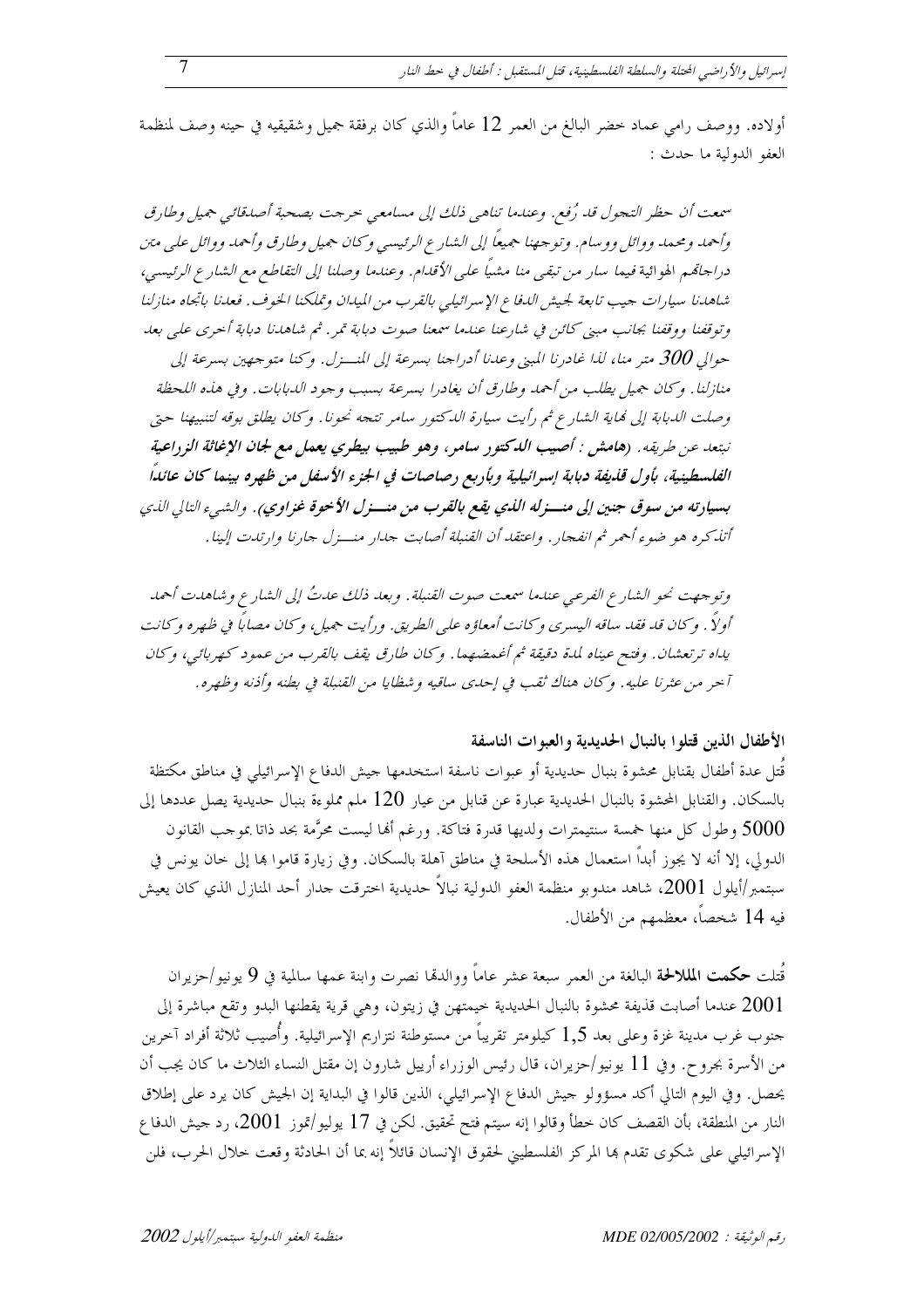أولاده. ووصف رامي عماد خضر البالغ من العمر 12 عاماً والذي كان برفقة جميل وشقيقه في حينه وصف لمنظمة العفو الدولية ما حدث :

*سمعت أن حظر التجول قد رُفع. وعندما تناهى ذلك إلى مسامعي خرجت بصحبة أصدقائي جميل وطارق وأحمد ومحمد ووائل ووسام. وتوجهنا جميعاً إلى الشارع الرئيسي وكان جميل وطارق وأحمد ووائل على متن دراجاتهم الهوائية فيما سار من تبقى منا مشياً على الأقدام. وعندما وصلنا إلى التقاطع مع الشارع الرئيسي، شاهدنا سيارات جيب تابعة لجيش الدفاع الإسرائيلي بالقرب من الميدان وتملكنا الخوف. فعدنا باتجاه منازلنا وتوقفنا ووقفنا بجانب مبنى كائن في شارعنا عندما سمعنا صوت دبابة تمر. ثم شاهدنا دبابة أخرى على بعد حوالي 300 متر منا، لذا غادرنا المبنى وعدنا أدراجنا بسرعة إلى المنـــزل. وكنا متوجهين بسرعة إلى منازلنا. وكان جميل يطلب من أحمد وطارق أن يغادرا بسرعة بسبب وجود الدبابات. وفي هذه اللحظة وصلت الدبابة إلى نهاية الشارع ثم رأيت سيارة الدكتور سامر تتجه نحونا. وكان يطلق بوقه لتنبيهنا حتى نبتعد عن طريقه.* ***(هامش : أصيب الدكتور سامر، وهو طبيب بيطري يعمل مع لجان الإغاثة الزراعية الفلسطينية، بأول قذيفة دبابة إسرائيلية وبأربع رصاصات في الجزء الأسفل من ظهره بينما كان عائداً بسيارته من سوق جنين إلى منـــزله الذي يقع بالقرب من منـــزل الأخوة غزاوي).*** *والشيء التالي الذي أتذكره هو ضوء أحمر ثم انفجار. واعتقد أن القنبلة أصابت جدار منـــزل جارنا وارتدت إلينا.*

*وتوجهت نحو الشارع الفرعي عندما سمعت صوت القنبلة. وبعد ذلك عدتُ إلى الشارع وشاهدت أحمد أولاً. وكان قد فقد ساقه اليسرى وكانت أمعاؤه على الطريق. ورأيت جميل، وكان مصاباً في ظهره وكانت يداه ترتعشان. وفتح عيناه لمدة دقيقة ثم أغمضهما. وكان طارق يقف بالقرب من عمود كهربائي، وكان آخر من عثرنا عليه. وكان هناك ثقب في إحدى ساقيه وشظايا من القنبلة في بطنه وأذنه وظهره.*

**الأطفال الذين قتلوا بالنبال الحديدية والعبوات الناسفة**

قُتل عدة أطفال بقنابل محشوة بنبال حديدية أو عبوات ناسفة استخدمها جيش الدفاع الإسرائيلي في مناطق مكتظة بالسكان. والقنابل المحشوة بالنبال الحديدية عبارة عن قنابل من عيار 120 ملم مملوءة بنبال حديدية يصل عددها إلى 5000 وطول كل منها خمسة سنتيمترات ولديها قدرة فتاكة. ورغم أنها ليست محرَّمة بحد ذاتا بموجب القانون الدولي، إلا أنه لا يجوز أبداً استعمال هذه الأسلحة في مناطق آهلة بالسكان. وفي زيارة قاموا بها إلى خان يونس في سبتمبر/أيلول 2001، شاهد مندوبو منظمة العفو الدولية نبالاً حديدية اخترقت جدار أحد المنازل الذي كان يعيش فيه 14 شخصاً، معظمهم من الأطفال.

قُتلت **حكمت الملالحة** البالغة من العمر سبعة عشر عاماً ووالدها نصرت وابنة عمها سالمية في 9 يونيو/حزيران 2001 عندما أصابت قذيفة محشوة بالنبال الحديدية خيمتهن في زيتون، وهي قرية يقطنها البدو وتقع مباشرة إلى جنوب غرب مدينة غزة وعلى بعد 1,5 كيلومتر تقريباً من مستوطنة نتزاريم الإسرائيلية. وأُصيب ثلاثة أفراد آخرين من الأسرة بجروح. وفي 11 يونيو/حزيران، قال رئيس الوزراء أريل شارون إن مقتل النساء الثلاث ما كان يجب أن يحصل. وفي اليوم التالي أكد مسؤولو جيش الدفاع الإسرائيلي، الذين قالوا في البداية إن الجيش كان يرد على إطلاق النار من المنطقة، بأن القصف كان خطأ وقالوا إنه سيتم فتح تحقيق. لكن في 17 يوليو/تموز 2001، رد جيش الدفاع الإسرائيلي على شكوى تقدم بها المركز الفلسطيني لحقوق الإنسان قائلاً إنه بما أن الحادثة وقعت خلال الحرب، فلن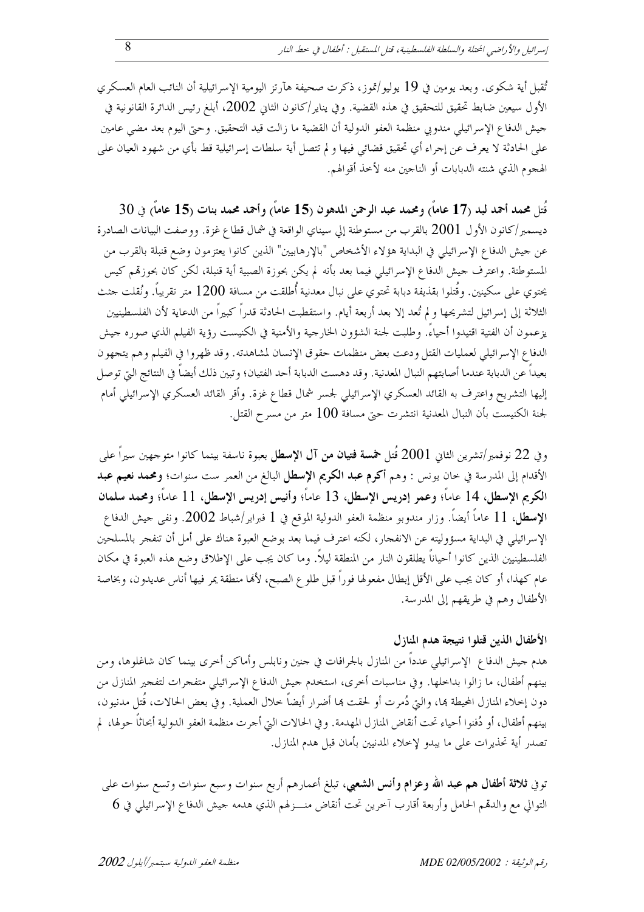تُقبل أية شكوى. وبعد يومين في 19 يوليو/تموز، ذكرت صحيفة هآرتز اليومية الإسرائيلية أن النائب العام العسكري الأول سيعين ضابط تحقيق للتحقيق في هذه القضية. وفي يناير/كانون الثاني 2002، أبلغ رئيس الدائرة القانونية في جيش الدفاع الإسرائيلي مندوبي منظمة العفو الدولية أن القضية ما زالت قيد التحقيق. وحتى اليوم بعد مضي عامين على الحادثة لا يعرف عن إجراء أي تحقيق قضائي فيها و لم تتصل أية سلطات إسرائيلية قط بأي من شهود العيان على الهجوم الذي شنته الدبابات أو الناجين منه لأخذ أقوالهم.

قُتل **محمد أحمد لبد (17 عاماً) ومحمد عبد الرحمن المدهون (15 عاماً) وأحمد محمد بنات (15 عاماً)** في 30 ديسمبر/كانون الأول 2001 بالقرب من مستوطنة إلي سيناي الواقعة في شمال قطاع غزة. ووصفت البيانات الصادرة عن جيش الدفاع الإسرائيلي في البداية هؤلاء الأشخاص "بالإرهابيين" الذين كانوا يعتزمون وضع قنبلة بالقرب من المستوطنة. واعترف جيش الدفاع الإسرائيلي فيما بعد بأنه لم يكن بحوزة الصبية أية قنبلة، لكن كان بحوزتهم كيس يحتوي على سكينين. وقُتلوا بقذيفة دبابة تحتوي على نبال معدنية أُطلقت من مسافة 1200 متر تقريباً. ونُقلت جثث الثلاثة إلى إسرائيل لتشريحها و لم تُعد إلا بعد أربعة أيام. واستقطبت الحادثة قدراً كبيراً من الدعاية لأن الفلسطينيين يزعمون أن الفتية اقتيدوا أحياءً. وطلبت لجنة الشؤون الخارجية والأمنية في الكنيست رؤية الفيلم الذي صوره جيش الدفاع الإسرائيلي لعمليات القتل ودعت بعض منظمات حقوق الإنسان لمشاهدته. وقد ظهروا في الفيلم وهم يتجهون بعيداً عن الدبابة عندما أصابتهم النبال المعدنية. وقد دهست الدبابة أحد الفتيان؛ وتبين ذلك أيضاً في النتائج التي توصل إليها التشريح واعترف به القائد العسكري الإسرائيلي لجسر شمال قطاع غزة. وأقر القائد العسكري الإسرائيلي أمام لجنة الكنيست بأن النبال المعدنية انتشرت حتى مسافة 100 متر من مسرح القتل.

وفي 22 نوفمبر/تشرين الثاني 2001 قُتل **خمسة فتيان من آل الإسطل** بعبوة ناسفة بينما كانوا متوجهين سيراً على الأقدام إلى المدرسة في خان يونس : وهم **أكرم عبد الكريم الإسطل** البالغ من العمر ست سنوات؛ **ومحمد نعيم عبد الكريم الإسطل**، 14 عاماً؛ **وعمر إدريس الإسطل**، 13 عاماً؛ **وأنيس إدريس الإسطل**، 11 عاماً؛ **ومحمد سلمان الإسطل**، 11 عاماً أيضاً. وزار مندوبو منظمة العفو الدولية الموقع في 1 فبراير/شباط 2002. ونفى جيش الدفاع الإسرائيلي في البداية مسؤوليته عن الانفجار، لكنه اعترف فيما بعد بوضع العبوة هناك على أمل أن تنفجر بالمسلحين الفلسطينيين الذين كانوا أحياناً يطلقون النار من المنطقة ليلاً. وما كان يجب على الإطلاق وضع هذه العبوة في مكان عام كهذا، أو كان يجب على الأقل إبطال مفعولها فوراً قبل طلوع الصبح، لأنها منطقة يمر فيها أناس عديدون، وبخاصة الأطفال وهم في طريقهم إلى المدرسة.

### الأطفال الذين قتلوا نتيجة هدم المنازل

هدم جيش الدفاع الإسرائيلي عدداً من المنازل بالجرافات في جنين ونابلس وأماكن أخرى بينما كان شاغلوها، ومن بينهم أطفال، ما زالوا بداخلها. وفي مناسبات أخرى، استخدم جيش الدفاع الإسرائيلي متفجرات لتفجير المنازل من دون إخلاء المنازل المحيطة بها، والتي دُمرت أو لحقت بها أضرار أيضاً خلال العملية. وفي بعض الحالات، قُتل مدنيون، بينهم أطفال، أو دُفنوا أحياء تحت أنقاض المنازل المهدمة. وفي الحالات التي أجرت منظمة العفو الدولية أبحاثاً حولها، لم تصدر أية تحذيرات على ما يبدو لإخلاء المدنيين بأمان قبل هدم المنازل.

توفي **ثلاثة أطفال هم عبد الله وعزام وأنس الشعبي**، تبلغ أعمارهم أربع سنوات وسبع سنوات وتسع سنوات على التوالي مع والدهم الحامل وأربعة أقارب آخرين تحت أنقاض منـــزلهم الذي هدمه جيش الدفاع الإسرائيلي في 6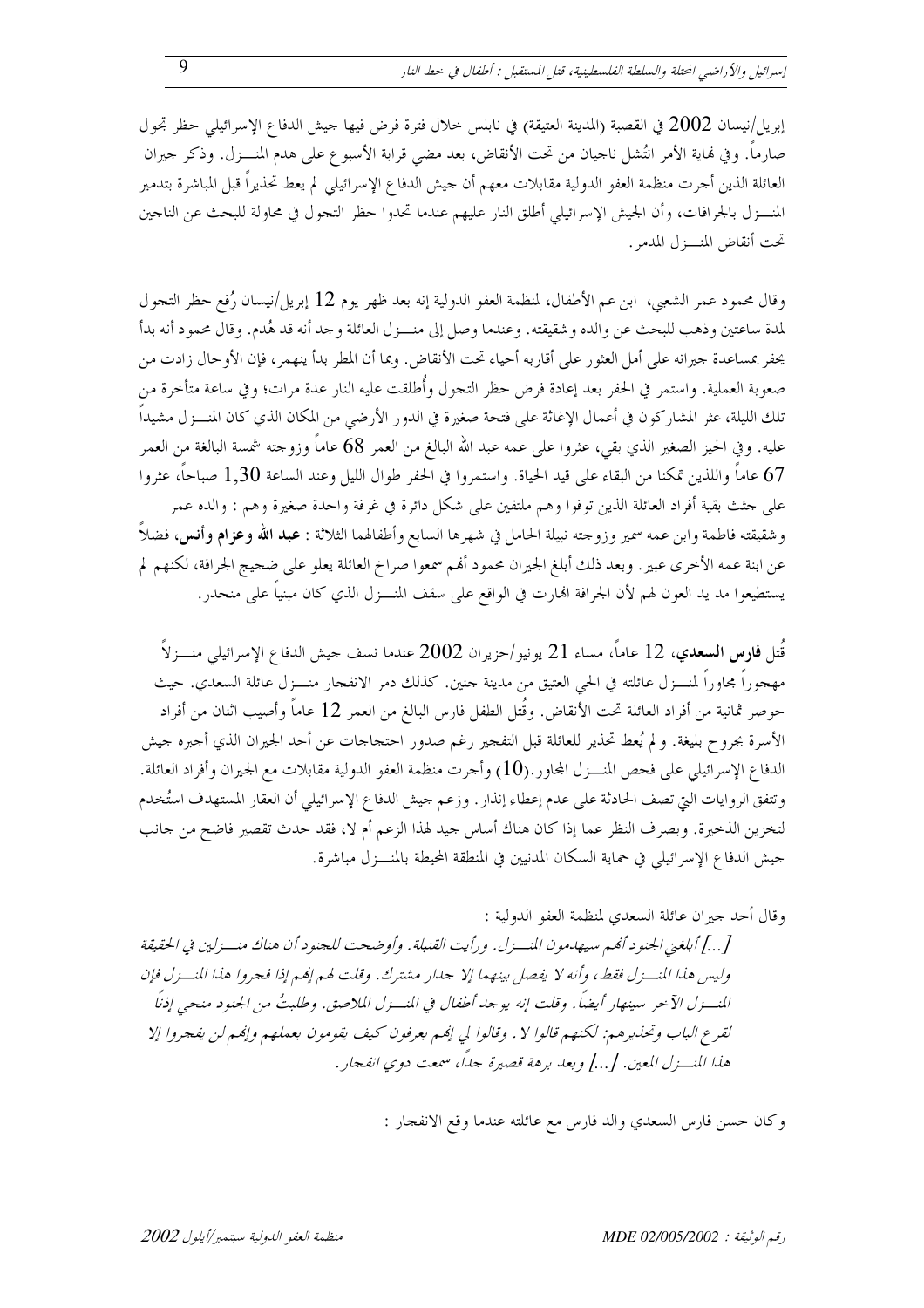إبريل/نيسان 2002 في القصبة (المدينة العتيقة) في نابلس خلال فترة فرض فيها جيش الدفاع الإسرائيلي حظر تجول صارماً. وفي نهاية الأمر انتُشل ناجيان من تحت الأنقاض، بعد مضي قرابة الأسبوع على هدم المنـــزل. وذكر جيران العائلة الذين أجرت منظمة العفو الدولية مقابلات معهم أن جيش الدفاع الإسرائيلي لم يعط تحذيراً قبل المباشرة بتدمير المنـــزل بالجرافات، وأن الجيش الإسرائيلي أطلق النار عليهم عندما تحدوا حظر التجول في محاولة للبحث عن الناجين تحت أنقاض المنـــزل المدمر.

وقال محمود عمر الشعبي، ابن عم الأطفال، لمنظمة العفو الدولية إنه بعد ظهر يوم 12 إبريل/نيسان رُفع حظر التجول لمدة ساعتين وذهب للبحث عن والده وشقيقته. وعندما وصل إلى منـــزل العائلة وجد أنه قد هُدم. وقال محمود أنه بدأ يحفر بمساعدة جيرانه على أمل العثور على أقاربه أحياء تحت الأنقاض. وبما أن المطر بدأ ينهمر، فإن الأوحال زادت من صعوبة العملية. واستمر في الحفر بعد إعادة فرض حظر التجول وأُطلقت عليه النار عدة مرات؛ وفي ساعة متأخرة من تلك الليلة، عثر المشاركون في أعمال الإغاثة على فتحة صغيرة في الدور الأرضي من المكان الذي كان المنـــزل مشيداً عليه. وفي الحيز الصغير الذي بقي، عثروا على عمه عبد الله البالغ من العمر 68 عاماً وزوجته شمسة البالغة من العمر 67 عاماً واللذين تمكنا من البقاء على قيد الحياة. واستمروا في الحفر طوال الليل وعند الساعة 1,30 صباحاً، عثروا على جثث بقية أفراد العائلة الذين توفوا وهم ملتفين على شكل دائرة في غرفة واحدة صغيرة وهم : والده عمر وشقيقته فاطمة وابن عمه سمير وزوجته نبيلة الحامل في شهرها السابع وأطفالهما الثلاثة : **عبد الله وعزام وأنس**، فضلاً عن ابنة عمه الأخرى عبير. وبعد ذلك أبلغ الجيران محمود أنهم سمعوا صراخ العائلة يعلو على ضجيج الجرافة، لكنهم لم يستطيعوا مد يد العون لهم لأن الجرافة انهارت في الواقع على سقف المنـــزل الذي كان مبنياً على منحدر.

قُتل **فارس السعدي**، 12 عاماً، مساء 21 يونيو/حزيران 2002 عندما نسف جيش الدفاع الإسرائيلي منـــزلاً مهجوراً مجاوراً لمنـــزل عائلته في الحي العتيق من مدينة جنين. كذلك دمر الانفجار منـــزل عائلة السعدي. حيث حوصر ثمانية من أفراد العائلة تحت الأنقاض. وقُتل الطفل فارس البالغ من العمر 12 عاماً وأصيب اثنان من أفراد الأسرة بجروح بليغة. ولم يُعط تحذير للعائلة قبل التفجير رغم صدور احتجاجات عن أحد الجيران الذي أجبره جيش الدفاع الإسرائيلي على فحص المنـــزل المجاور.(10) وأجرت منظمة العفو الدولية مقابلات مع الجيران وأفراد العائلة. وتتفق الروايات التي تصف الحادثة على عدم إعطاء إنذار. وزعم جيش الدفاع الإسرائيلي أن العقار المستهدف استُخدم لتخزين الذخيرة. وبصرف النظر عما إذا كان هناك أساس جيد لهذا الزعم أم لا، فقد حدث تقصير فاضح من جانب جيش الدفاع الإسرائيلي في حماية السكان المدنيين في المنطقة المحيطة بالمنـــزل مباشرة.

وقال أحد جيران عائلة السعدي لمنظمة العفو الدولية :

*[...] أبلغني الجنود أنهم سيهدمون المنـــزل. ورأيت القنبلة. وأوضحت للجنود أن هناك منـــزلين في الحقيقة وليس هذا المنـــزل فقط، وأنه لا يفصل بينهما إلا جدار مشترك. وقلت لهم إنهم إذا فجروا هذا المنـــزل فإن المنـــزل الآخر سينهار أيضاً. وقلت إنه يوجد أطفال في المنـــزل الملاصق. وطلبتُ من الجنود منحي إذناً لقرع الباب وتحذيرهم: لكنهم قالوا لا. وقالوا لي إنهم يعرفون كيف يقومون بعملهم وإنهم لن يفجروا إلا هذا المنـــزل المعين. [...] وبعد برهة قصيرة جداً، سمعت دوي انفجار.*

وكان حسن فارس السعدي والد فارس مع عائلته عندما وقع الانفجار :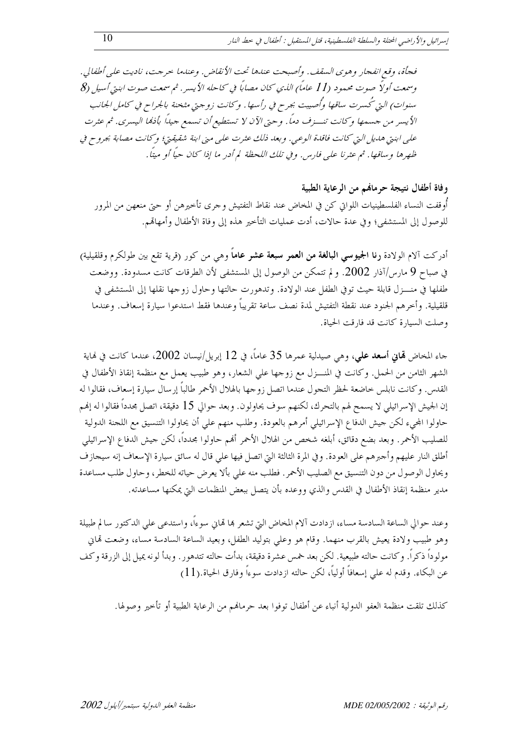*فجأة، وقع انفجار وهوى السقف. وأصبحت عندها تحت الأنقاض. وعندما خرجت، ناديت على أطفالي. وسمعت أولاً صوت محمود (11 عاماً) الذي كان مصاباً في كاحله الأيسر. ثم سمعت صوت ابنتي أسيل (8 سنوات) التي كُسرت ساقها وأُصيبت بجرح في رأسها. وكانت زوجتي مثخنة بالجراح في كامل الجانب الأيسر من جسمها وكانت تنـــزف دماً. وحتى الآن لا تستطيع أن تسمع جيداً بأذنها اليسرى. ثم عثرت على ابنتي هديل التي كانت فاقدة الوعي. وبعد ذلك عثرت على مني ابنة شقيقتي؛ وكانت مصابة بجروح في ظهرها وساقها. ثم عثرنا على فارس. وفي تلك اللحظة لم أدر ما إذا كان حياً أو ميتاً.*

**وفاة أطفال نتيجة حرمانهم من الرعاية الطبية**

أُوقفت النساء الفلسطينيات اللواتي كن في المخاض عند نقاط التفتيش وجرى تأخيرهن أو حتى منعهن من المرور للوصول إلى المستشفى؛ وفي عدة حالات، أدت عمليات التأخير هذه إلى وفاة الأطفال وأمهاتهم.

أدركت آلام الولادة **رنا الجيوسي البالغة من العمر سبعة عشر عاماً** وهي من كور (قرية تقع بين طولكرم وقلقيلية) في صباح 9 مارس/آذار 2002. ولم تتمكن من الوصول إلى المستشفى لأن الطرقات كانت مسدودة. ووضعت طفلها في منـــزل قابلة حيث توفي الطفل عند الولادة. وتدهورت حالتها وحاول زوجها نقلها إلى المستشفى في قلقيلية. وأخرهم الجنود عند نقطة التفتيش لمدة نصف ساعة تقريباً وعندها فقط استدعوا سيارة إسعاف. وعندما وصلت السيارة كانت قد فارقت الحياة.

جاء المخاض **تهاني أسعد علي**، وهي صيدلية عمرها 35 عاماً، في 12 إبريل/نيسان 2002، عندما كانت في نهاية الشهر الثامن من الحمل. وكانت في المنـــزل مع زوجها علي الشعار، وهو طبيب يعمل مع منظمة إنقاذ الأطفال في القدس. وكانت نابلس خاضعة لحظر التجول عندما اتصل زوجها بالهلال الأحمر طالباً إرسال سيارة إسعاف، فقالوا له إن الجيش الإسرائيلي لا يسمح لهم بالتحرك، لكنهم سوف يحاولون. وبعد حوالي 15 دقيقة، اتصل مجدداً فقالوا له إنهم حاولوا المجيء لكن جيش الدفاع الإسرائيلي أمرهم بالعودة. وطلب منهم علي أن يحاولوا التنسيق مع اللجنة الدولية للصليب الأحمر. وبعد بضع دقائق، أبلغه شخص من الهلال الأحمر أنهم حاولوا مجدداً، لكن جيش الدفاع الإسرائيلي أطلق النار عليهم وأجبرهم على العودة. وفي المرة الثالثة التي اتصل فيها علي قال له سائق سيارة الإسعاف إنه سيجازف ويحاول الوصول من دون التنسيق مع الصليب الأحمر. فطلب منه علي بألا يعرض حياته للخطر، وحاول طلب مساعدة مدير منظمة إنقاذ الأطفال في القدس والذي ووعده بأن يتصل ببعض المنظمات التي يمكنها مساعدته.

وعند حوالي الساعة السادسة مساء، ازدادت آلام المخاض التي تشعر بها تهاني سوءاً، واستدعى علي الدكتور سالم طبيلة وهو طبيب ولادة يعيش بالقرب منهما. وقام هو وعلي بتوليد الطفل، وبعيد الساعة السادسة مساء، وضعت تهاني مولوداً ذكراً. وكانت حالته طبيعية. لكن بعد خمس عشرة دقيقة، بدأت حالته تتدهور. وبدأ لونه يميل إلى الزرقة وكف عن البكاء. وقدم له علي إسعافاً أولياً، لكن حالته ازدادت سوءاً وفارق الحياة.(11)

كذلك تلقت منظمة العفو الدولية أنباء عن أطفال توفوا بعد حرمانهم من الرعاية الطبية أو تأخير وصولها.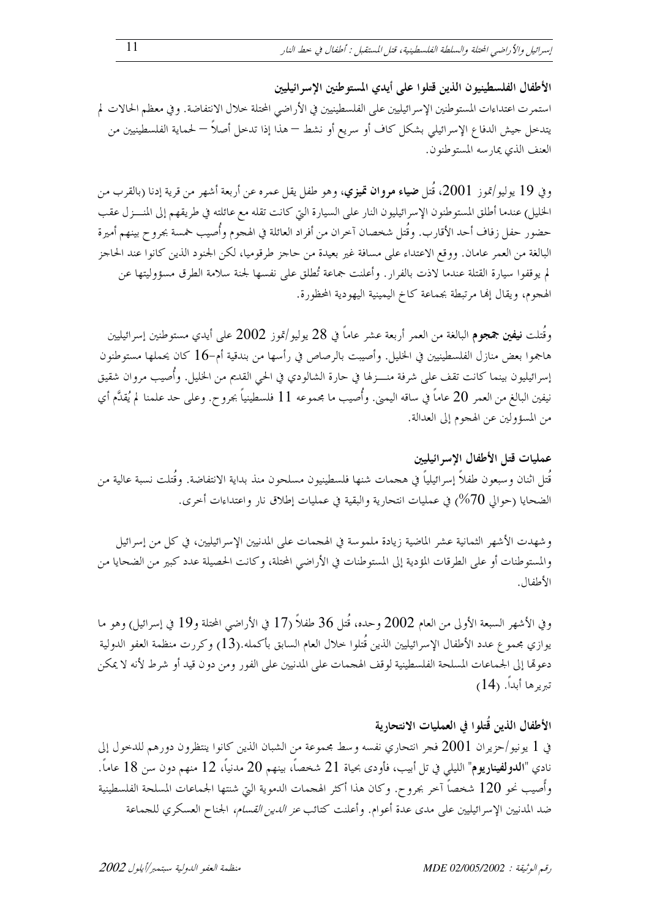## الأطفال الفلسطينيون الذين قتلوا على أيدي المستوطنين الإسرائيليين

استمرت اعتداءات المستوطنين الإسرائيليين على الفلسطينيين في الأراضي المحتلة خلال الانتفاضة. وفي معظم الحالات لم يتدخل جيش الدفاع الإسرائيلي بشكل كاف أو سريع أو نشط – هذا إذا تدخل أصلاً – لحماية الفلسطينيين من العنف الذي يمارسه المستوطنون.

وفي 19 يوليو/تموز 2001، قُتل **ضياء مروان تميزي**، وهو طفل يقل عمره عن أربعة أشهر من قرية إدنا (بالقرب من الخليل) عندما أطلق المستوطنون الإسرائيليون النار على السيارة التي كانت تقله مع عائلته في طريقهم إلى المنـزل عقب حضور حفل زفاف أحد الأقارب. وقُتل شخصان آخران من أفراد العائلة في الهجوم وأُصيب خمسة بجروح بينهم أميرة البالغة من العمر عامان. ووقع الاعتداء على مسافة غير بعيدة من حاجز طرقوميا، لكن الجنود الذين كانوا عند الحاجز لم يوقفوا سيارة القتلة عندما لاذت بالفرار. وأعلنت جماعة تُطلق على نفسها لجنة سلامة الطرق مسؤوليتها عن الهجوم، ويقال إنها مرتبطة بجماعة كاخ اليمينية اليهودية المحظورة.

وقُتلت **نيفين جمجوم** البالغة من العمر أربعة عشر عاماً في 28 يوليو/تموز 2002 على أيدي مستوطنين إسرائيليين هاجموا بعض منازل الفلسطينيين في الخليل. وأصيبت بالرصاص في رأسها من بندقية أم-16 كان يحملها مستوطنون إسرائيليون بينما كانت تقف على شرفة منـزلها في حارة الشالودي في الحي القديم من الخليل. وأُصيب مروان شقيق نيفين البالغ من العمر 20 عاماً في ساقه اليمنى. وأُصيب ما مجموعه 11 فلسطينياً بجروح. وعلى حد علمنا لم يُقدَّم أي من المسؤولين عن الهجوم إلى العدالة.

## عمليات قتل الأطفال الإسرائيليين

قُتل اثنان وسبعون طفلاً إسرائيلياً في هجمات شنها فلسطينيون مسلحون منذ بداية الانتفاضة. وقُتلت نسبة عالية من الضحايا (حوالي 70%) في عمليات انتحارية والبقية في عمليات إطلاق نار واعتداءات أخرى.

وشهدت الأشهر الثمانية عشر الماضية زيادة ملموسة في الهجمات على المدنيين الإسرائيليين، في كل من إسرائيل والمستوطنات أو على الطرقات المؤدية إلى المستوطنات في الأراضي المحتلة، وكانت الحصيلة عدد كبير من الضحايا من الأطفال.

وفي الأشهر السبعة الأولى من العام 2002 وحده، قُتل 36 طفلاً (17 في الأراضي المحتلة و19 في إسرائيل) وهو ما يوازي مجموع عدد الأطفال الإسرائيليين الذين قُتلوا خلال العام السابق بأكمله.(13) وكررت منظمة العفو الدولية دعوتها إلى الجماعات المسلحة الفلسطينية لوقف الهجمات على المدنيين على الفور ومن دون قيد أو شرط لأنه لا يمكن تبريرها أبداً. (14)

## الأطفال الذين قُتلوا في العمليات الانتحارية

في 1 يونيو/حزيران 2001 فجر انتحاري نفسه وسط مجموعة من الشبان الذين كانوا ينتظرون دورهم للدخول إلى نادي "**الدولفيناريوم**" الليلي في تل أبيب، فأودى بحياة 21 شخصاً، بينهم 20 مدنياً، 12 منهم دون سن 18 عاماً. وأُصيب نحو 120 شخصاً آخر بجروح. وكان هذا أكثر الهجمات الدموية التي شنتها الجماعات المسلحة الفلسطينية ضد المدنيين الإسرائيليين على مدى عدة أعوام. وأعلنت كتائب *عز الدين القسام*، الجناح العسكري للجماعة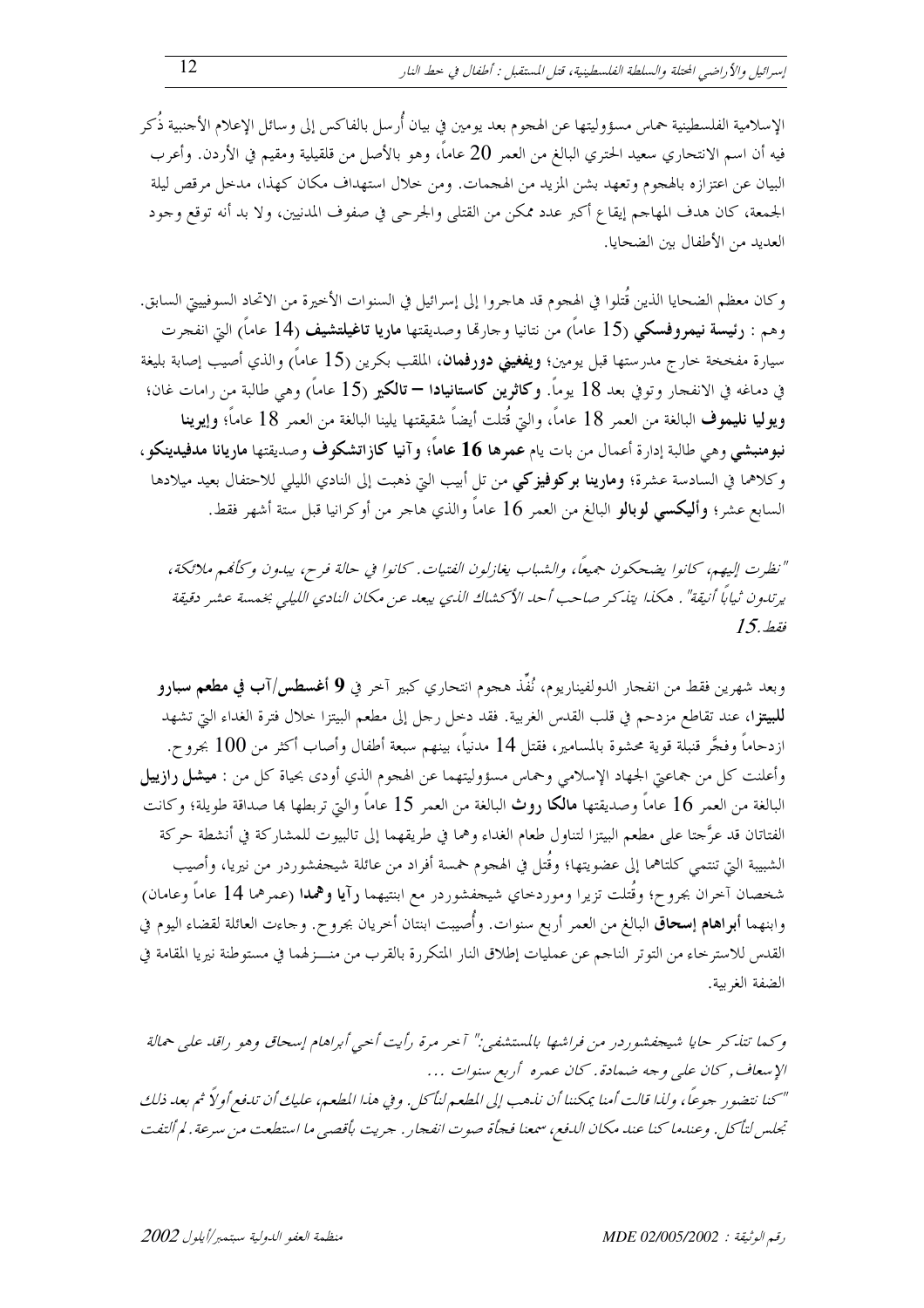الإسلامية الفلسطينية حماس مسؤوليتها عن الهجوم بعد يومين في بيان أُرسل بالفاكس إلى وسائل الإعلام الأجنبية ذُكر فيه أن اسم الانتحاري سعيد الحتري البالغ من العمر 20 عاماً، وهو بالأصل من قلقيلية ومقيم في الأردن. وأعرب البيان عن اعتزازه بالهجوم وتعهد بشن المزيد من الهجمات. ومن خلال استهداف مكان كهذا، مدخل مرقص ليلة الجمعة، كان هدف المهاجم إيقاع أكبر عدد ممكن من القتلى والجرحى في صفوف المدنيين، ولا بد أنه توقع وجود العديد من الأطفال بين الضحايا.

وكان معظم الضحايا الذين قُتلوا في الهجوم قد هاجروا إلى إسرائيل في السنوات الأخيرة من الاتحاد السوفييتي السابق. وهم: **رئيسة نيمروفسكي** (15 عاماً) من نتانيا وجارتها وصديقتها **ماريا تاغيلتشيف** (14 عاماً) التي انفجرت سيارة مفخخة خارج مدرستها قبل يومين؛ **ويفغيني دورفمان**، الملقب بكرين (15 عاماً) والذي أصيب إصابة بليغة في دماغه في الانفجار وتوفي بعد 18 يوماً. **وكاثرين كاستانيادا – تالكير** (15 عاماً) وهي طالبة من رامات غان؛ **ويوليا نليموف** البالغة من العمر 18 عاماً، والتي قُتلت أيضاً شقيقتها يلينا البالغة من العمر 18 عاماً؛ **وإيرينا نبومنيشي** وهي طالبة إدارة أعمال من بات يام **عمرها 16 عاماً؛ وآنيا كازاتشكوف** وصديقتها **ماريانا مدفيدينكو**، وكلاهما في السادسة عشرة؛ **ومارينا بركوفيزكي** من تل أبيب التي ذهبت إلى النادي الليلي للاحتفال بعيد ميلادها السابع عشر؛ **وأليكسي لوبالو** البالغ من العمر 16 عاماً والذي هاجر من أوكرانيا قبل ستة أشهر فقط.

*"نظرت إليهم، كانوا يضحكون جميعاً، والشباب يغازلون الفتيات. كانوا في حالة فرح، يبدون وكأنهم ملائكة، يرتدون ثياباً أنيقة". هكذا يتذكر صاحب أحد الأكشاك الذي يبعد عن مكان النادي الليلي بخمسة عشر دقيقة فقط.15*

وبعد شهرين فقط من انفجار الدولفيناريوم، نُفِّذ هجوم انتحاري كبير آخر في **9 أغسطس/آب في مطعم سبارو للبيتزا**، عند تقاطع مزدحم في قلب القدس الغربية. فقد دخل رجل إلى مطعم البيتزا خلال فترة الغداء التي تشهد ازدحاماً وفجَّر قنبلة قوية محشوة بالمسامير، فقتل 14 مدنياً، بينهم سبعة أطفال وأصاب أكثر من 100 بجروح. وأعلنت كل من جماعتي الجهاد الإسلامي وحماس مسؤوليتهما عن الهجوم الذي أودى بحياة كل من: **ميشل رازييل** البالغة من العمر 16 عاماً وصديقتها **مالكا روث** البالغة من العمر 15 عاماً والتي تربطها بها صداقة طويلة؛ وكانت الفتاتان قد عرَّجتا على مطعم البيتزا لتناول طعام الغداء وهما في طريقهما إلى تالبيوت للمشاركة في أنشطة حركة الشبيبة التي تنتمي كلتاهما إلى عضويتها؛ وقُتل في الهجوم خمسة أفراد من عائلة شيجفشوردر من نيريا، وأصيب شخصان آخران بجروح؛ وقُتلت تزيرا وموردخاي شيجفشوردر مع ابنتيهما **رآيا وهمدا** (عمرها 14 عاماً وعامان) وابنهما **أبراهام إسحاق** البالغ من العمر أربع سنوات. وأُصيبت ابنتان أخريان بجروح. وجاءت العائلة لقضاء اليوم في القدس للاسترخاء من التوتر الناجم عن عمليات إطلاق النار المتكررة بالقرب من منـــزلهما في مستوطنة نيريا المقامة في الضفة الغربية.

*وكما تتذكر حايا شيجفشوردر من فراشها بالمستشفى:" آخر مرة رأيت أخي أبراهام إسحاق وهو راقد على حمالة الإسعاف, كان على وجه ضمادة. كان عمره أربع سنوات ...*

*"كنا نتضور جوعاً، ولذا قالت أمنا يمكننا أن نذهب إلى المطعم لنأكل. وفي هذا المطعم، عليك أن تدفع أولاً ثم بعد ذلك تجلس لتأكل. وعندما كنا عند مكان الدفع، سمعنا فجأة صوت انفجار. جريت بأقصى ما استطعت من سرعة. لم ألتفت*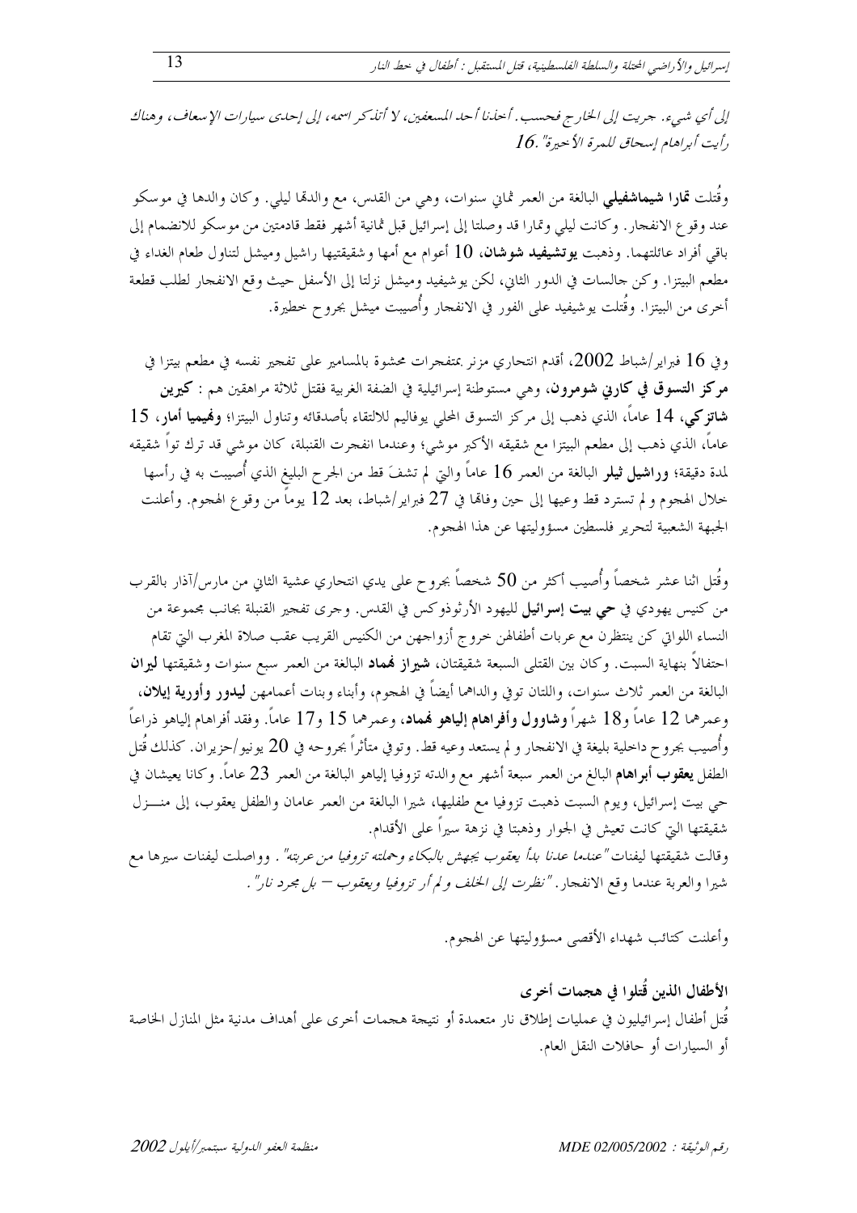*إلى أي شيء. جريت إلى الخارج فحسب. أخذنا أحد المسعفين، لا أتذكر اسمه، إلى إحدى سيارات الإسعاف، وهناك رأيت أبراهام إسحاق للمرة الأخيرة". 16.*

وقُتلت **تمارا شيماشفيلي** البالغة من العمر ثماني سنوات، وهي من القدس، مع والدهما ليلي. وكان والدها في موسكو عند وقوع الانفجار. وكانت ليلي وتمارا قد وصلتا إلى إسرائيل قبل ثمانية أشهر فقط قادمتين من موسكو للانضمام إلى باقي أفراد عائلتهما. وذهبت **يوتشيفيد شوشان**، 10 أعوام مع أمها وشقيقتيها راشيل وميشل لتناول طعام الغداء في مطعم البيتزا. وكن جالسات في الدور الثاني، لكن يوشيفيد وميشل نزلتا إلى الأسفل حيث وقع الانفجار لطلب قطعة أخرى من البيتزا. وقُتلت يوشيفيد على الفور في الانفجار وأُصيبت ميشل بجروح خطيرة.

وفي 16 فبراير/شباط 2002، أقدم انتحاري مزنر بمتفجرات محشوة بالمسامير على تفجير نفسه في مطعم بيتزا في **مركز التسوق في كارني شومرون**، وهي مستوطنة إسرائيلية في الضفة الغربية فقتل ثلاثة مراهقين هم : **كيرين شاتزكي**، 14 عاماً، الذي ذهب إلى مركز التسوق المحلي يوفاليم للالتقاء بأصدقائه وتناول البيتزا؛ **ونهيميا أمار**، 15 عاماً، الذي ذهب إلى مطعم البيتزا مع شقيقه الأكبر موشي؛ وعندما انفجرت القنبلة، كان موشي قد ترك توّاً شقيقه لمدة دقيقة؛ **وراشيل ثيلر** البالغة من العمر 16 عاماً والتي لم تشفَ قط من الجرح البليغ الذي أُصيبت به في رأسها خلال الهجوم و لم تسترد قط وعيها إلى حين وفاتها في 27 فبراير/شباط، بعد 12 يوماً من وقوع الهجوم. وأعلنت الجبهة الشعبية لتحرير فلسطين مسؤوليتها عن هذا الهجوم.

وقُتل اثنا عشر شخصاً وأُصيب أكثر من 50 شخصاً بجروح على يدي انتحاري عشية الثاني من مارس/آذار بالقرب من كنيس يهودي في **حي بيت إسرائيل** لليهود الأرثوذوكس في القدس. وجرى تفجير القنبلة بجانب مجموعة من النساء اللواتي كن ينتظرن مع عربات أطفالهن خروج أزواجهن من الكنيس القريب عقب صلاة المغرب التي تقام احتفالاً بنهاية السبت. وكان بين القتلى السبعة شقيقتان، **شيراز نهماد** البالغة من العمر سبع سنوات وشقيقتها **ليران** البالغة من العمر ثلاث سنوات، واللتان توفي والداهما أيضاً في الهجوم، وأبناء وبنات أعمامهن **ليدور وأورية إيلان**، وعمرهما 12 عاماً و18 شهراً **وشاوول وأفراهام إلياهو نهماد**، وعمرهما 15 و17 عاماً. وفقد أفراهام إلياهو ذراعاً وأُصيب بجروح داخلية بليغة في الانفجار و لم يستعد وعيه قط. وتوفي متأثراً بجروحه في 20 يونيو/حزيران. كذلك قُتل الطفل **يعقوب أبراهام** البالغ من العمر سبعة أشهر مع والدته تزوفيا إلياهو البالغة من العمر 23 عاماً. وكانا يعيشان في حي بيت إسرائيل، ويوم السبت ذهبت تزوفيا مع طفليها، شيرا البالغة من العمر عامان والطفل يعقوب، إلى منزل شقيقتها التي كانت تعيش في الجوار وذهبتا في نزهة سيراً على الأقدام.
وقالت شقيقتها ليفنات *"عندما عدنا بدأ يعقوب يجهش بالبكاء وحملته تزوفيا من عربته"* . وواصلت ليفنات سيرها مع شيرا والعربة عندما وقع الانفجار. *"نظرت إلى الخلف و لم أر تزوفيا ويعقوب – بل مجرد نار"* .

وأعلنت كتائب شهداء الأقصى مسؤوليتها عن الهجوم.

### الأطفال الذين قُتلوا في هجمات أخرى

قُتل أطفال إسرائيليون في عمليات إطلاق نار متعمدة أو نتيجة هجمات أخرى على أهداف مدنية مثل المنازل الخاصة أو السيارات أو حافلات النقل العام.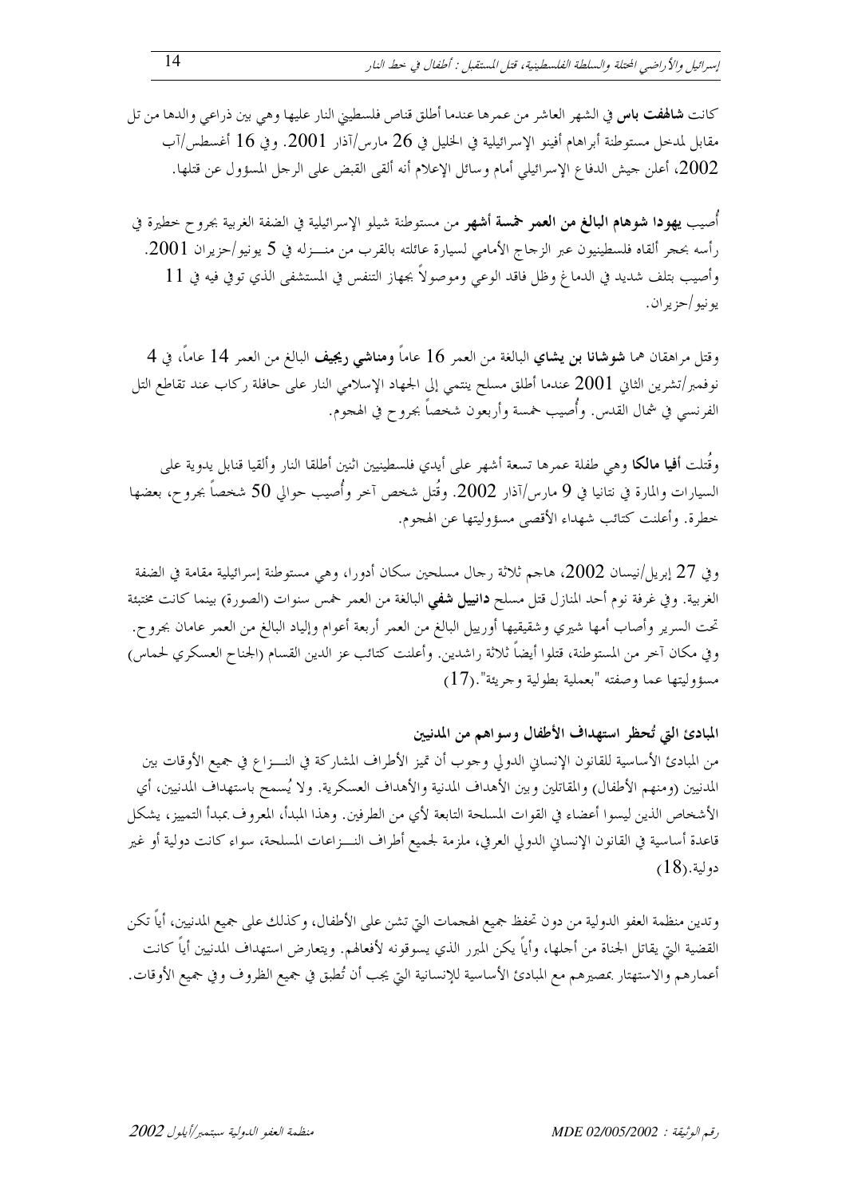كانت **شالهفت باس** في الشهر العاشر من عمرها عندما أطلق قناص فلسطيني النار عليها وهي بين ذراعي والدها من تل مقابل لمدخل مستوطنة أبراهام أفينو الإسرائيلية في الخليل في 26 مارس/آذار 2001. وفي 16 أغسطس/آب 2002، أعلن جيش الدفاع الإسرائيلي أمام وسائل الإعلام أنه ألقى القبض على الرجل المسؤول عن قتلها.

أُصيب **يهودا شوهام البالغ من العمر خمسة أشهر** من مستوطنة شيلو الإسرائيلية في الضفة الغربية بجروح خطيرة في رأسه بحجر ألقاه فلسطينيون عبر الزجاج الأمامي لسيارة عائلته بالقرب من منــزله في 5 يونيو/حزيران 2001. وأصيب بتلف شديد في الدماغ وظل فاقد الوعي وموصولاً بجهاز التنفس في المستشفى الذي توفي فيه في 11 يونيو/حزيران.

وقتل مراهقان هما **شوشانا بن يشاي** البالغة من العمر 16 عاماً **ومناشي ريجيف** البالغ من العمر 14 عاماً، في 4 نوفمبر/تشرين الثاني 2001 عندما أطلق مسلح ينتمي إلى الجهاد الإسلامي النار على حافلة ركاب عند تقاطع التل الفرنسي في شمال القدس. وأُصيب خمسة وأربعون شخصاً بجروح في الهجوم.

وقُتلت **أفيا مالكا** وهي طفلة عمرها تسعة أشهر على أيدي فلسطينيين اثنين أطلقا النار وألقيا قنابل يدوية على السيارات والمارة في نتانيا في 9 مارس/آذار 2002. وقُتل شخص آخر وأُصيب حوالي 50 شخصاً بجروح، بعضها خطرة. وأعلنت كتائب شهداء الأقصى مسؤوليتها عن الهجوم.

وفي 27 إبريل/نيسان 2002، هاجم ثلاثة رجال مسلحين سكان أدورا، وهي مستوطنة إسرائيلية مقامة في الضفة الغربية. وفي غرفة نوم أحد المنازل قتل مسلح **دانييل شفي** البالغة من العمر خمس سنوات (الصورة) بينما كانت مختبئة تحت السرير وأصاب أمها شيري وشقيقيها أورييل البالغ من العمر أربعة أعوام وإلياد البالغ من العمر عامان بجروح. وفي مكان آخر من المستوطنة، قتلوا أيضاً ثلاثة راشدين. وأعلنت كتائب عز الدين القسام (الجناح العسكري لحماس) مسؤوليتها عما وصفته "بعملية بطولية وجريئة".(17)

### المبادئ التي تُحظر استهداف الأطفال وسواهم من المدنيين

من المبادئ الأساسية للقانون الإنساني الدولي وجوب أن تميز الأطراف المشاركة في النــزاع في جميع الأوقات بين المدنيين (ومنهم الأطفال) والمقاتلين وبين الأهداف المدنية والأهداف العسكرية. ولا يُسمح باستهداف المدنيين، أي الأشخاص الذين ليسوا أعضاء في القوات المسلحة التابعة لأي من الطرفين. وهذا المبدأ، المعروف بمبدأ التمييز، يشكل قاعدة أساسية في القانون الإنساني الدولي العرفي، ملزمة لجميع أطراف النــزاعات المسلحة، سواء كانت دولية أو غير دولية.(18)

وتدين منظمة العفو الدولية من دون تحفظ جميع الهجمات التي تشن على الأطفال، وكذلك على جميع المدنيين، أياً تكن القضية التي يقاتل الجناة من أجلها، وأياً يكن المبرر الذي يسوقونه لأفعالهم. ويتعارض استهداف المدنيين أياً كانت أعمارهم والاستهتار بمصيرهم مع المبادئ الأساسية للإنسانية التي يجب أن تُطبق في جميع الظروف وفي جميع الأوقات.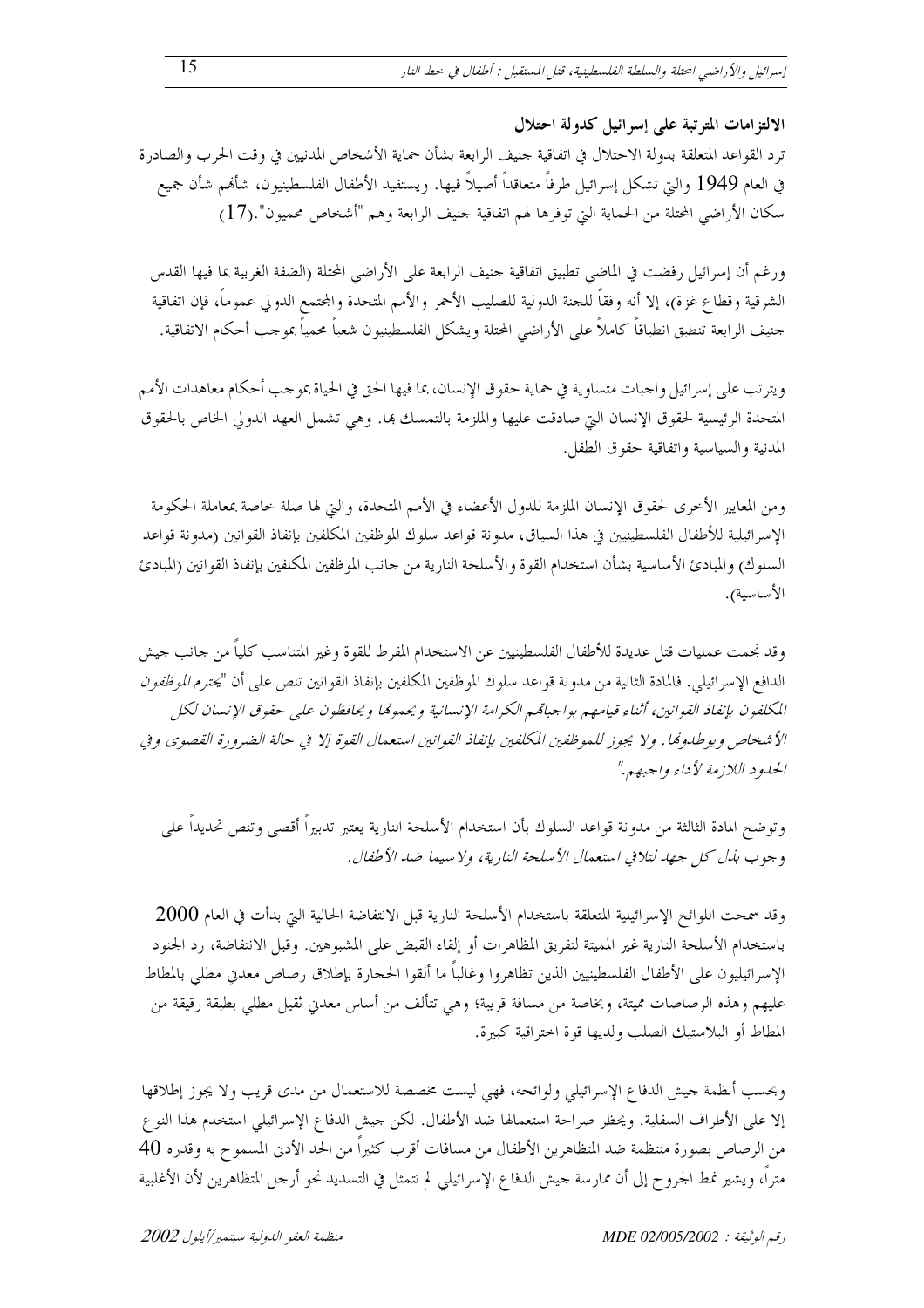### الالتزامات المترتبة على إسرائيل كدولة احتلال

ترد القواعد المتعلقة بدولة الاحتلال في اتفاقية جنيف الرابعة بشأن حماية الأشخاص المدنيين في وقت الحرب والصادرة في العام 1949 والتي تشكل إسرائيل طرفاً متعاقداً أصيلاً فيها. ويستفيد الأطفال الفلسطينيون، شأنهم شأن جميع سكان الأراضي المحتلة من الحماية التي توفرها لهم اتفاقية جنيف الرابعة وهم "أشخاص محميون".(17)

ورغم أن إسرائيل رفضت في الماضي تطبيق اتفاقية جنيف الرابعة على الأراضي المحتلة (الضفة الغربية بما فيها القدس الشرقية وقطاع غزة)، إلا أنه وفقاً للجنة الدولية للصليب الأحمر والأمم المتحدة والمجتمع الدولي عموماً، فإن اتفاقية جنيف الرابعة تنطبق انطباقاً كاملاً على الأراضي المحتلة ويشكل الفلسطينيون شعباً محمياً بموجب أحكام الاتفاقية.

ويترتب على إسرائيل واجبات متساوية في حماية حقوق الإنسان، بما فيها الحق في الحياة بموجب أحكام معاهدات الأمم المتحدة الرئيسية لحقوق الإنسان التي صادقت عليها والملزمة بالتمسك بها. وهي تشمل العهد الدولي الخاص بالحقوق المدنية والسياسية واتفاقية حقوق الطفل.

ومن المعايير الأخرى لحقوق الإنسان الملزمة للدول الأعضاء في الأمم المتحدة، والتي لها صلة خاصة بمعاملة الحكومة الإسرائيلية للأطفال الفلسطينيين في هذا السياق، مدونة قواعد سلوك الموظفين المكلفين بإنفاذ القوانين (مدونة قواعد السلوك) والمبادئ الأساسية بشأن استخدام القوة والأسلحة النارية من جانب الموظفين المكلفين بإنفاذ القوانين (المبادئ الأساسية).

وقد نجمت عمليات قتل عديدة للأطفال الفلسطينيين عن الاستخدام المفرط للقوة وغير المتناسب كلياً من جانب جيش الدفاع الإسرائيلي. فالمادة الثانية من مدونة قواعد سلوك الموظفين المكلفين بإنفاذ القوانين تنص على أن *"يحترم الموظفون المكلفون بإنفاذ القوانين، أثناء قيامهم بواجباتهم الكرامة الإنسانية ويحمونها ويحافظون على حقوق الإنسان لكل الأشخاص ويوطدونها. ولا يجوز للموظفين المكلفين بإنفاذ القوانين استعمال القوة إلا في حالة الضرورة القصوى وفي الحدود اللازمة لأداء واجبهم."*

وتوضح المادة الثالثة من مدونة قواعد السلوك بأن استخدام الأسلحة النارية يعتبر تدبيراً أقصى وتنص تحديداً على وجوب *بذل كل جهد لتلافي استعمال الأسلحة النارية، ولا سيما ضد الأطفال.*

وقد سمحت اللوائح الإسرائيلية المتعلقة باستخدام الأسلحة النارية قبل الانتفاضة الحالية التي بدأت في العام 2000 باستخدام الأسلحة النارية غير المميتة لتفريق المظاهرات أو إلقاء القبض على المشبوهين. وقبل الانتفاضة، رد الجنود الإسرائيليون على الأطفال الفلسطينيين الذين تظاهروا وغالباً ما ألقوا الحجارة بإطلاق رصاص معدني مطلي بالمطاط عليهم وهذه الرصاصات مميتة، وبخاصة من مسافة قريبة؛ وهي تتألف من أساس معدني ثقيل مطلي بطبقة رقيقة من المطاط أو البلاستيك الصلب ولديها قوة اختراقية كبيرة.

وبحسب أنظمة جيش الدفاع الإسرائيلي ولوائحه، فهي ليست مخصصة للاستعمال من مدى قريب ولا يجوز إطلاقها إلا على الأطراف السفلية. ويحظر صراحة استعمالها ضد الأطفال. لكن جيش الدفاع الإسرائيلي استخدم هذا النوع من الرصاص بصورة منتظمة ضد المتظاهرين الأطفال من مسافات أقرب كثيراً من الحد الأدنى المسموح به وقدره 40 متراً، ويشير نمط الجروح إلى أن ممارسة جيش الدفاع الإسرائيلي لم تتمثل في التسديد نحو أرجل المتظاهرين لأن الأغلبية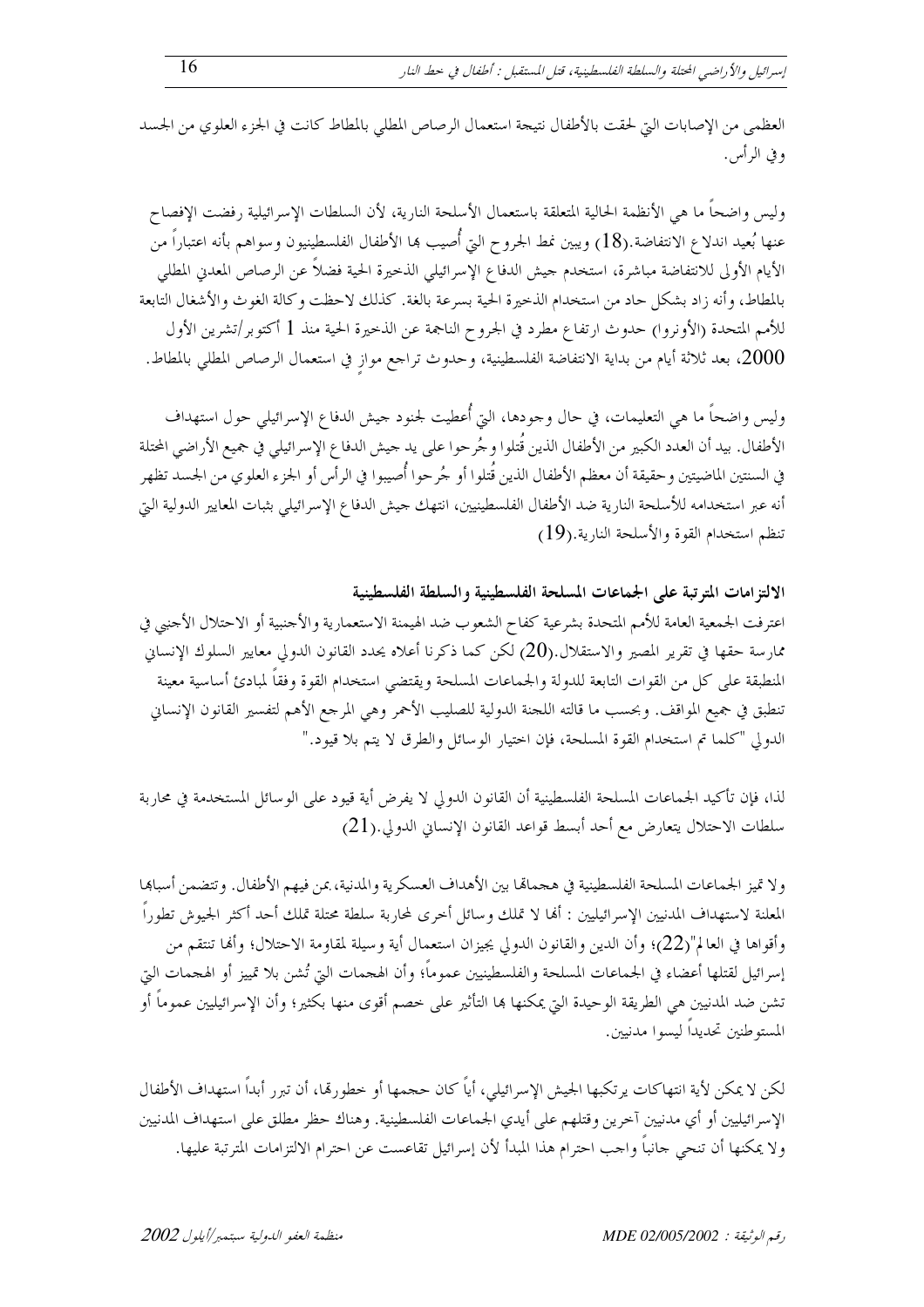العظمى من الإصابات التي لحقت بالأطفال نتيجة استعمال الرصاص المطلي بالمطاط كانت في الجزء العلوي من الجسد وفي الرأس.

وليس واضحاً ما هي الأنظمة الحالية المتعلقة باستعمال الأسلحة النارية، لأن السلطات الإسرائيلية رفضت الإفصاح عنها بُعيد اندلاع الانتفاضة.(18) ويبين نمط الجروح التي أُصيب بها الأطفال الفلسطينيون وسواهم بأنه اعتباراً من الأيام الأولى للانتفاضة مباشرة، استخدم جيش الدفاع الإسرائيلي الذخيرة الحية فضلاً عن الرصاص المعدني المطلي بالمطاط، وأنه زاد بشكل حاد من استخدام الذخيرة الحية بسرعة بالغة. كذلك لاحظت وكالة الغوث والأشغال التابعة للأمم المتحدة (الأونروا) حدوث ارتفاع مطرد في الجروح الناجمة عن الذخيرة الحية منذ 1 أكتوبر/تشرين الأول 2000، بعد ثلاثة أيام من بداية الانتفاضة الفلسطينية، وحدوث تراجع موازٍ في استعمال الرصاص المطلي بالمطاط.

وليس واضحاً ما هي التعليمات، في حال وجودها، التي أُعطيت لجنود جيش الدفاع الإسرائيلي حول استهداف الأطفال. بيد أن العدد الكبير من الأطفال الذين قُتلوا وجُرحوا على يد جيش الدفاع الإسرائيلي في جميع الأراضي المحتلة في السنتين الماضيتين وحقيقة أن معظم الأطفال الذين قُتلوا أو جُرحوا أُصيبوا في الرأس أو الجزء العلوي من الجسد تظهر أنه عبر استخدامه للأسلحة النارية ضد الأطفال الفلسطينيين، انتهك جيش الدفاع الإسرائيلي بثبات المعايير الدولية التي تنظم استخدام القوة والأسلحة النارية.(19)

**الالتزامات المترتبة على الجماعات المسلحة الفلسطينية والسلطة الفلسطينية**

اعترفت الجمعية العامة للأمم المتحدة بشرعية كفاح الشعوب ضد الهيمنة الاستعمارية والأجنبية أو الاحتلال الأجنبي في ممارسة حقها في تقرير المصير والاستقلال.(20) لكن كما ذكرنا أعلاه يحدد القانون الدولي معايير السلوك الإنساني المنطبقة على كل من القوات التابعة للدولة والجماعات المسلحة ويقتضي استخدام القوة وفقاً لمبادئ أساسية معينة تنطبق في جميع المواقف. وبحسب ما قالته اللجنة الدولية للصليب الأحمر وهي المرجع الأهم لتفسير القانون الإنساني الدولي "كلما تم استخدام القوة المسلحة، فإن اختيار الوسائل والطرق لا يتم بلا قيود."

لذا، فإن تأكيد الجماعات المسلحة الفلسطينية أن القانون الدولي لا يفرض أية قيود على الوسائل المستخدمة في محاربة سلطات الاحتلال يتعارض مع أحد أبسط قواعد القانون الإنساني الدولي.(21)

ولا تميز الجماعات المسلحة الفلسطينية في هجماتها بين الأهداف العسكرية والمدنية، بمن فيهم الأطفال. وتتضمن أسبابها المعلنة لاستهداف المدنيين الإسرائيليين : أنها لا تملك وسائل أخرى لمحاربة سلطة محتلة تملك أحد أكثر الجيوش تطوراً وأقواها في العالم"(22)؛ وأن الدين والقانون الدولي يجيزان استعمال أية وسيلة لمقاومة الاحتلال؛ وأنها تنتقم من إسرائيل لقتلها أعضاء في الجماعات المسلحة والفلسطينيين عموماً؛ وأن الهجمات التي تُشن بلا تمييز أو الهجمات التي تشن ضد المدنيين هي الطريقة الوحيدة التي يمكنها بها التأثير على خصم أقوى منها بكثير؛ وأن الإسرائيليين عموماً أو المستوطنين تحديداً ليسوا مدنيين.

لكن لا يمكن لأية انتهاكات يرتكبها الجيش الإسرائيلي، أياً كان حجمها أو خطورتها، أن تبرر أبداً استهداف الأطفال الإسرائيليين أو أي مدنيين آخرين وقتلهم على أيدي الجماعات الفلسطينية. وهناك حظر مطلق على استهداف المدنيين ولا يمكنها أن تنحي جانباً واجب احترام هذا المبدأ لأن إسرائيل تقاعست عن احترام الالتزامات المترتبة عليها.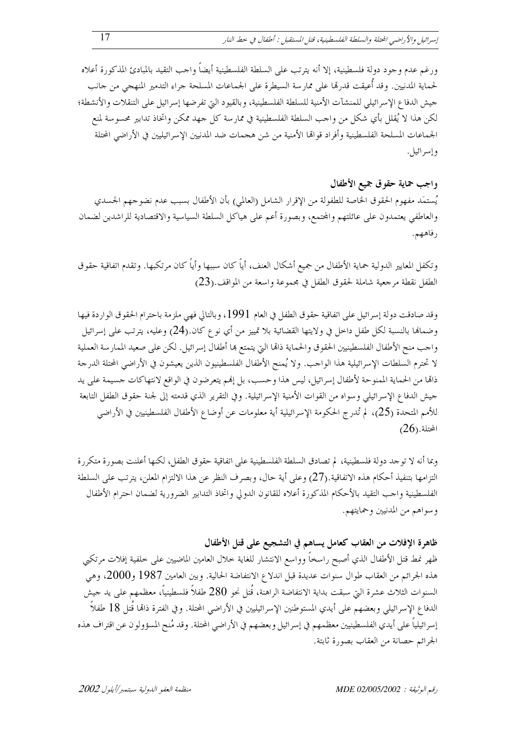ورغم عدم وجود دولة فلسطينية، إلا أنه يترتب على السلطة الفلسطينية أيضاً واجب التقيد بالمبادئ المذكورة أعلاه لحماية المدنيين. وقد أُعيقت قدرتها على ممارسة السيطرة على الجماعات المسلحة جراء التدمير المنهجي من جانب جيش الدفاع الإسرائيلي للمنشآت الأمنية للسلطة الفلسطينية، وبالقيود التي تفرضها إسرائيل على التنقلات والأنشطة؛ لكن هذا لا يُقلل بأي شكل من واجب السلطة الفلسطينية في ممارسة كل جهد ممكن واتخاذ تدابير محسوسة لمنع الجماعات المسلحة الفلسطينية وأفراد قواتها الأمنية من شن هجمات ضد المدنيين الإسرائيليين في الأراضي المحتلة وإسرائيل.

### واجب حماية حقوق جميع الأطفال

يُستمَد مفهوم الحقوق الخاصة للطفولة من الإقرار الشامل (العالمي) بأن الأطفال بسبب عدم نضوجهم الجسدي والعاطفي يعتمدون على عائلتهم والمجتمع، وبصورة أعم على هياكل السلطة السياسية والاقتصادية للراشدين لضمان رفاههم.

وتكفل المعايير الدولية حماية الأطفال من جميع أشكال العنف، أياً كان سببها وأياً كان مرتكبها. وتقدم اتفاقية حقوق الطفل نقطة مرجعية شاملة لحقوق الطفل في مجموعة واسعة من المواقف.(23)

وقد صادقت دولة إسرائيل على اتفاقية حقوق الطفل في العام 1991، وبالتالي فهي ملزمة باحترام الحقوق الواردة فيها وضمانها بالنسبة لكل طفل داخل في ولايتها القضائية بلا تمييز من أي نوع كان.(24) وعليه، يترتب على إسرائيل واجب منح الأطفال الفلسطينيين الحقوق والحماية ذاتها التي يتمتع بها أطفال إسرائيل. لكن على صعيد الممارسة العملية لا تحترم السلطات الإسرائيلية هذا الواجب. ولا يُمنح الأطفال الفلسطينيون الذين يعيشون في الأراضي المحتلة الدرجة ذاتها من الحماية الممنوحة لأطفال إسرائيل، ليس هذا وحسب، بل إنهم يتعرضون في الواقع لانتهاكات جسيمة على يد جيش الدفاع الإسرائيلي وسواه من القوات الأمنية الإسرائيلية. وفي التقرير الذي قدمته إلى لجنة حقوق الطفل التابعة للأمم المتحدة (25)، لم تُدرج الحكومة الإسرائيلية أية معلومات عن أوضاع الأطفال الفلسطينيين في الأراضي المحتلة.(26)

وبما أنه لا توجد دولة فلسطينية، لم تصادق السلطة الفلسطينية على اتفاقية حقوق الطفل، لكنها أعلنت بصورة متكررة التزامها بتنفيذ أحكام هذه الاتفاقية.(27) وعلى أية حال، وبصرف النظر عن هذا الالتزام المعلن، يترتب على السلطة الفلسطينية واجب التقيد بالأحكام المذكورة أعلاه للقانون الدولي واتخاذ التدابير الضرورية لضمان احترام الأطفال وسواهم من المدنيين وحمايتهم.

### ظاهرة الإفلات من العقاب كعامل يساهم في التشجيع على قتل الأطفال

ظهر نمط قتل الأطفال الذي أصبح راسخاً وواسع الانتشار للغاية خلال العامين الماضيين على خلفية إفلات مرتكبي هذه الجرائم من العقاب طوال سنوات عديدة قبل اندلاع الانتفاضة الحالية. وبين العامين 1987 و2000، وهي السنوات الثلاث عشرة التي سبقت بداية الانتفاضة الراهنة، قُتل نحو 280 طفلاً فلسطينياً، معظمهم على يد جيش الدفاع الإسرائيلي وبعضهم على أيدي المستوطنين الإسرائيليين في الأراضي المحتلة. وفي الفترة ذاتها قُتل 18 طفلاً إسرائيلياً على أيدي الفلسطينيين معظمهم في إسرائيل وبعضهم في الأراضي المحتلة. وقد مُنح المسؤولون عن اقتراف هذه الجرائم حصانة من العقاب بصورة ثابتة.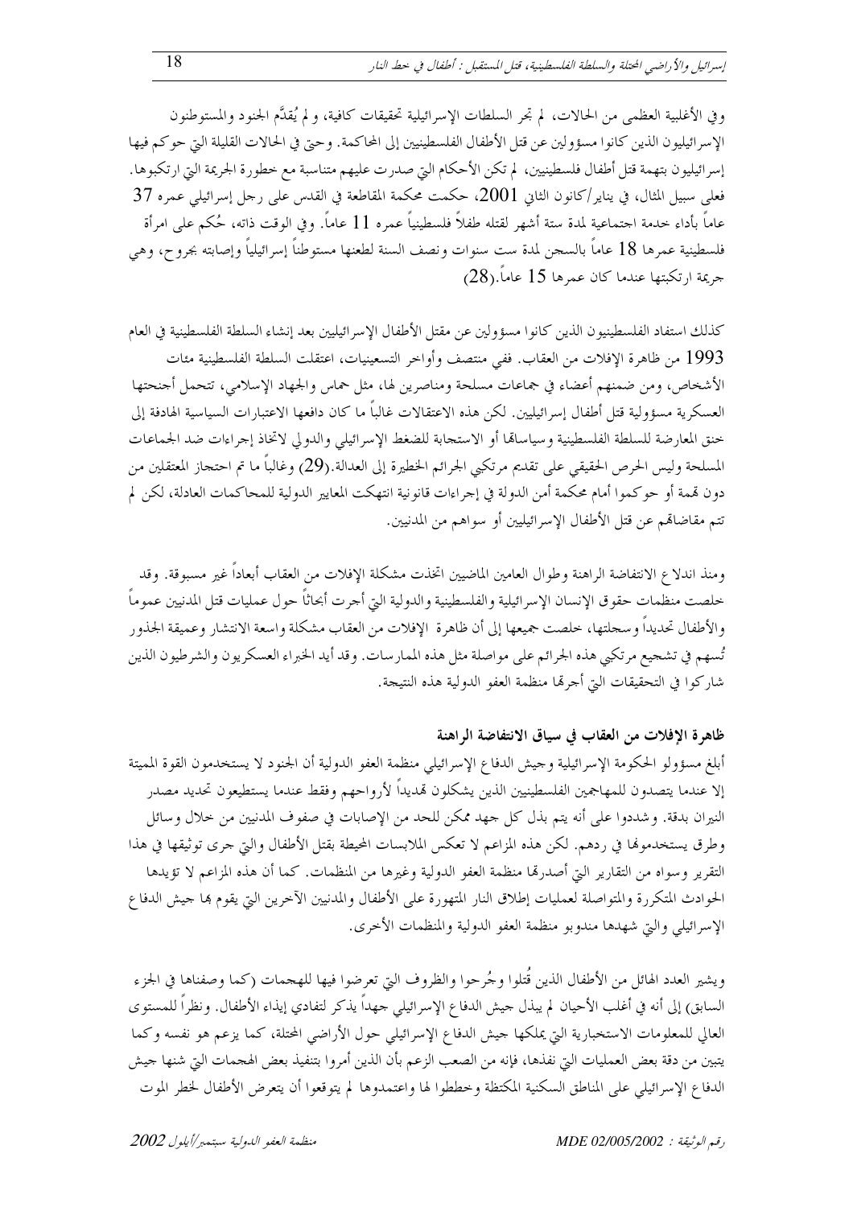وفي الأغلبية العظمى من الحالات، لم تجر السلطات الإسرائيلية تحقيقات كافية، و لم يُقدَّم الجنود والمستوطنون الإسرائيليون الذين كانوا مسؤولين عن قتل الأطفال الفلسطينيين إلى المحاكمة. وحتى في الحالات القليلة التي حوكم فيها إسرائيليون بتهمة قتل أطفال فلسطينيين، لم تكن الأحكام التي صدرت عليهم متناسبة مع خطورة الجريمة التي ارتكبوها. فعلى سبيل المثال، في يناير/كانون الثاني 2001، حكمت محكمة المقاطعة في القدس على رجل إسرائيلي عمره 37 عاماً بأداء خدمة اجتماعية لمدة ستة أشهر لقتله طفلاً فلسطينياً عمره 11 عاماً. وفي الوقت ذاته، حُكم على امرأة فلسطينية عمرها 18 عاماً بالسجن لمدة ست سنوات ونصف السنة لطعنها مستوطناً إسرائيلياً وإصابته بجروح، وهي جريمة ارتكبتها عندما كان عمرها 15 عاماً.(28)

كذلك استفاد الفلسطينيون الذين كانوا مسؤولين عن مقتل الأطفال الإسرائيليين بعد إنشاء السلطة الفلسطينية في العام 1993 من ظاهرة الإفلات من العقاب. ففي منتصف وأواخر التسعينيات، اعتقلت السلطة الفلسطينية مئات الأشخاص، ومن ضمنهم أعضاء في جماعات مسلحة ومناصرين لها، مثل حماس والجهاد الإسلامي، تتحمل أجنحتها العسكرية مسؤولية قتل أطفال إسرائيليين. لكن هذه الاعتقالات غالباً ما كان دافعها الاعتبارات السياسية الهادفة إلى خنق المعارضة للسلطة الفلسطينية وسياساتها أو الاستجابة للضغط الإسرائيلي والدولي لاتخاذ إجراءات ضد الجماعات المسلحة وليس الحرص الحقيقي على تقديم مرتكبي الجرائم الخطيرة إلى العدالة.(29) وغالباً ما تم احتجاز المعتقلين من دون تهمة أو حوكموا أمام محكمة أمن الدولة في إجراءات قانونية انتهكت المعايير الدولية للمحاكمات العادلة، لكن لم تتم مقاضاتهم عن قتل الأطفال الإسرائيليين أو سواهم من المدنيين.

ومنذ اندلاع الانتفاضة الراهنة وطوال العامين الماضيين اتخذت مشكلة الإفلات من العقاب أبعاداً غير مسبوقة. وقد خلصت منظمات حقوق الإنسان الإسرائيلية والفلسطينية والدولية التي أجرت أبحاثاً حول عمليات قتل المدنيين عموماً والأطفال تحديداً وسجلتها، خلصت جميعها إلى أن ظاهرة الإفلات من العقاب مشكلة واسعة الانتشار وعميقة الجذور تُسهم في تشجيع مرتكبي هذه الجرائم على مواصلة مثل هذه الممارسات. وقد أيد الخبراء العسكريون والشرطيون الذين شاركوا في التحقيقات التي أجرتها منظمة العفو الدولية هذه النتيجة.

### ظاهرة الإفلات من العقاب في سياق الانتفاضة الراهنة

أبلغ مسؤولو الحكومة الإسرائيلية وجيش الدفاع الإسرائيلي منظمة العفو الدولية أن الجنود لا يستخدمون القوة المميتة إلا عندما يتصدون للمهاجمين الفلسطينيين الذين يشكلون تهديداً لأرواحهم وفقط عندما يستطيعون تحديد مصدر النيران بدقة. وشددوا على أنه يتم بذل كل جهد ممكن للحد من الإصابات في صفوف المدنيين من خلال وسائل وطرق يستخدمونها في ردهم. لكن هذه المزاعم لا تعكس الملابسات المحيطة بقتل الأطفال والتي جرى توثيقها في هذا التقرير وسواه من التقارير التي أصدرتها منظمة العفو الدولية وغيرها من المنظمات. كما أن هذه المزاعم لا تؤيدها الحوادث المتكررة والمتواصلة لعمليات إطلاق النار المتهورة على الأطفال والمدنيين الآخرين التي يقوم بها جيش الدفاع الإسرائيلي والتي شهدها مندوبو منظمة العفو الدولية والمنظمات الأخرى.

ويشير العدد الهائل من الأطفال الذين قُتلوا وجُرحوا والظروف التي تعرضوا فيها للهجمات (كما وصفناها في الجزء السابق) إلى أنه في أغلب الأحيان لم يبذل جيش الدفاع الإسرائيلي جهداً يذكر لتفادي إيذاء الأطفال. ونظراً للمستوى العالي للمعلومات الاستخبارية التي يملكها جيش الدفاع الإسرائيلي حول الأراضي المحتلة، كما يزعم هو نفسه وكما يتبين من دقة بعض العمليات التي نفذها، فإنه من الصعب الزعم بأن الذين أمروا بتنفيذ بعض الهجمات التي شنها جيش الدفاع الإسرائيلي على المناطق السكنية المكتظة وخططوا لها واعتمدوها لم يتوقعوا أن يتعرض الأطفال لخطر الموت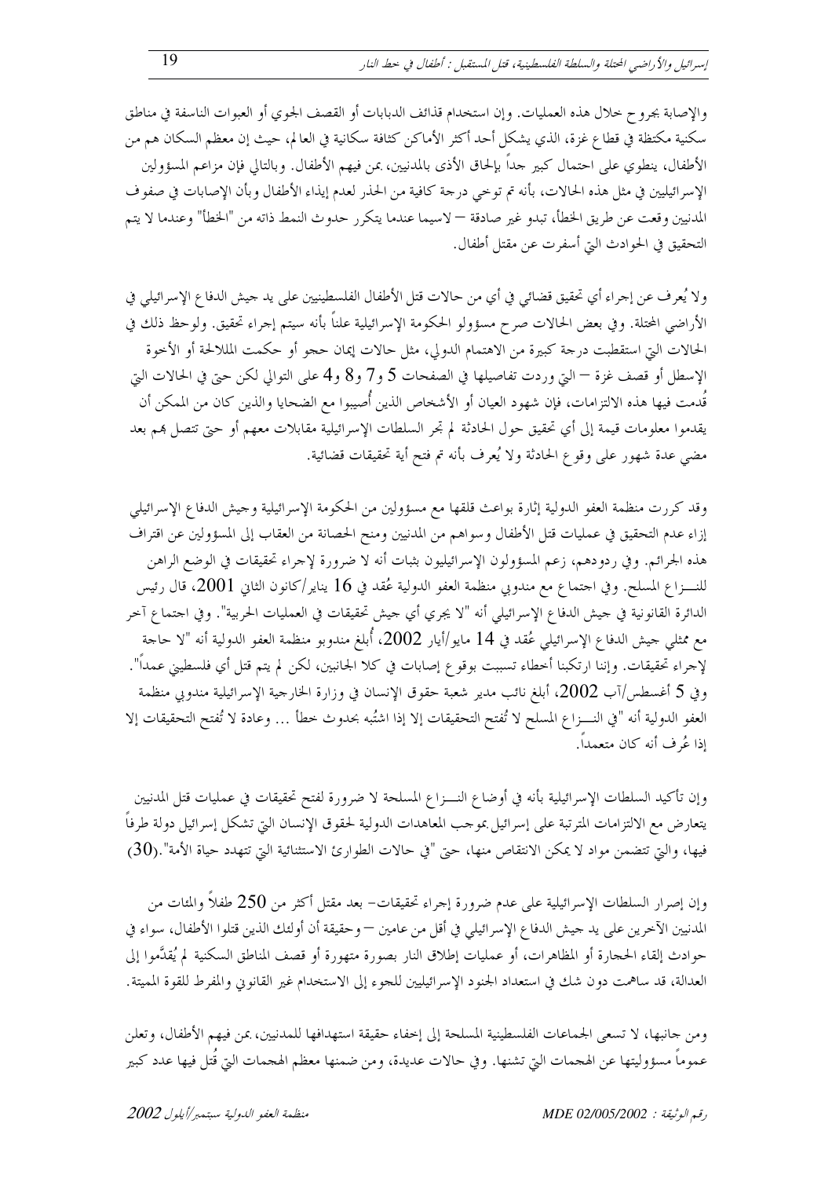والإصابة بجروح خلال هذه العمليات. وإن استخدام قذائف الدبابات أو القصف الجوي أو العبوات الناسفة في مناطق سكنية مكتظة في قطاع غزة، الذي يشكل أحد أكثر الأماكن كثافة سكانية في العالم، حيث إن معظم السكان هم من الأطفال، ينطوي على احتمال كبير جداً بإلحاق الأذى بالمدنيين، بمن فيهم الأطفال. وبالتالي فإن مزاعم المسؤولين الإسرائيليين في مثل هذه الحالات، بأنه تم توخي درجة كافية من الحذر لعدم إيذاء الأطفال وبأن الإصابات في صفوف المدنيين وقعت عن طريق الخطأ، تبدو غير صادقة – لاسيما عندما يتكرر حدوث النمط ذاته من "الخطأ" وعندما لا يتم التحقيق في الحوادث التي أسفرت عن مقتل أطفال.

ولا يُعرف عن إجراء أي تحقيق قضائي في أي من حالات قتل الأطفال الفلسطينيين على يد جيش الدفاع الإسرائيلي في الأراضي المحتلة. وفي بعض الحالات صرح مسؤولو الحكومة الإسرائيلية علناً بأنه سيتم إجراء تحقيق. ولوحظ ذلك في الحالات التي استقطبت درجة كبيرة من الاهتمام الدولي، مثل حالات إيمان حجو أو حكمت الملالحة أو الأخوة الإسطل أو قصف غزة – التي وردت تفاصيلها في الصفحات 5 و7 و8 و4 على التوالي لكن حتى في الحالات التي قُدمت فيها هذه الالتزامات، فإن شهود العيان أو الأشخاص الذين أُصيبوا مع الضحايا والذين كان من الممكن أن يقدموا معلومات قيمة إلى أي تحقيق حول الحادثة لم تجر السلطات الإسرائيلية مقابلات معهم أو حتى تتصل بهم بعد مضي عدة شهور على وقوع الحادثة ولا يُعرف بأنه تم فتح أية تحقيقات قضائية.

وقد كررت منظمة العفو الدولية إثارة بواعث قلقها مع مسؤولين من الحكومة الإسرائيلية وجيش الدفاع الإسرائيلي إزاء عدم التحقيق في عمليات قتل الأطفال وسواهم من المدنيين ومنح الحصانة من العقاب إلى المسؤولين عن اقتراف هذه الجرائم. وفي ردودهم، زعم المسؤولون الإسرائيليون بثبات أنه لا ضرورة لإجراء تحقيقات في الوضع الراهن للنـزاع المسلح. وفي اجتماع مع مندوبي منظمة العفو الدولية عُقد في 16 يناير/كانون الثاني 2001، قال رئيس الدائرة القانونية في جيش الدفاع الإسرائيلي أنه "لا يجري أي جيش تحقيقات في العمليات الحربية". وفي اجتماع آخر مع ممثلي جيش الدفاع الإسرائيلي عُقد في 14 مايو/أيار 2002، أُبلغ مندوبو منظمة العفو الدولية أنه "لا حاجة لإجراء تحقيقات. وإننا ارتكبنا أخطاء تسببت بوقوع إصابات في كلا الجانبين، لكن لم يتم قتل أي فلسطيني عمداً". وفي 5 أغسطس/آب 2002، أبلغ نائب مدير شعبة حقوق الإنسان في وزارة الخارجية الإسرائيلية مندوبي منظمة العفو الدولية أنه "في النـزاع المسلح لا تُفتح التحقيقات إلا إذا اشتُبه بحدوث خطأ ... وعادة لا تُفتح التحقيقات إلا إذا عُرف أنه كان متعمداً".

وإن تأكيد السلطات الإسرائيلية بأنه في أوضاع النـزاع المسلحة لا ضرورة لفتح تحقيقات في عمليات قتل المدنيين يتعارض مع الالتزامات المترتبة على إسرائيل بموجب المعاهدات الدولية لحقوق الإنسان التي تشكل إسرائيل دولة طرفاً فيها، والتي تتضمن مواد لا يمكن الانتقاص منها، حتى "في حالات الطوارئ الاستثنائية التي تتهدد حياة الأمة".(30)

وإن إصرار السلطات الإسرائيلية على عدم ضرورة إجراء تحقيقات– بعد مقتل أكثر من 250 طفلاً والمئات من المدنيين الآخرين على يد جيش الدفاع الإسرائيلي في أقل من عامين – وحقيقة أن أولئك الذين قتلوا الأطفال، سواء في حوادث إلقاء الحجارة أو المظاهرات، أو عمليات إطلاق النار بصورة متهورة أو قصف المناطق السكنية لم يُقدَّموا إلى العدالة، قد ساهمت دون شك في استعداد الجنود الإسرائيليين للجوء إلى الاستخدام غير القانوني والمفرط للقوة المميتة.

ومن جانبها، لا تسعى الجماعات الفلسطينية المسلحة إلى إخفاء حقيقة استهدافها للمدنيين، بمن فيهم الأطفال، وتعلن عموماً مسؤوليتها عن الهجمات التي تشنها. وفي حالات عديدة، ومن ضمنها معظم الهجمات التي قُتل فيها عدد كبير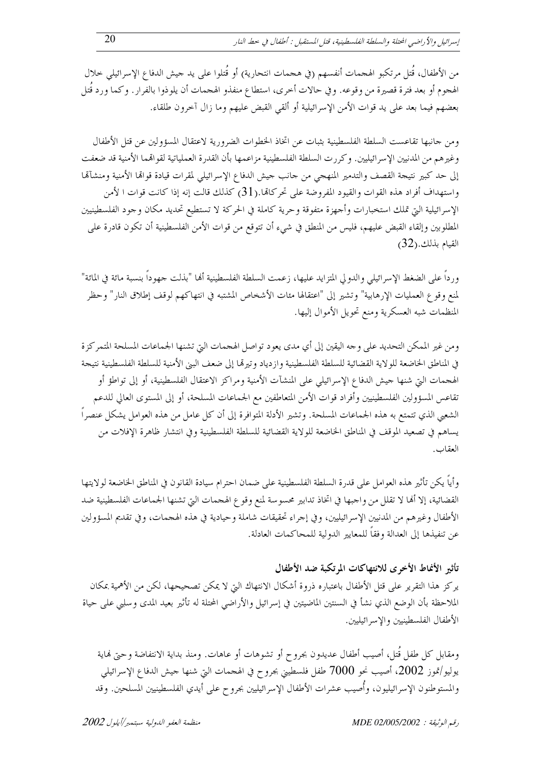من الأطفال، قُتل مرتكبو الهجمات أنفسهم (في هجمات انتحارية) أو قُتلوا على يد جيش الدفاع الإسرائيلي خلال الهجوم أو بعد فترة قصيرة من وقوعه. وفي حالات أخرى، استطاع منفذو الهجمات أن يلوذوا بالفرار. وكما ورد قُتل بعضهم فيما بعد على يد قوات الأمن الإسرائيلية أو ألقي القبض عليهم وما زال آخرون طلقاء.

ومن جانبها تقاعست السلطة الفلسطينية بثبات عن اتخاذ الخطوات الضرورية لاعتقال المسؤولين عن قتل الأطفال وغيرهم من المدنيين الإسرائيليين. وكررت السلطة الفلسطينية مزاعمها بأن القدرة العملياتية لقواتها الأمنية قد ضعفت إلى حد كبير نتيجة القصف والتدمير المنهجي من جانب جيش الدفاع الإسرائيلي لمقرات قيادة قواتها الأمنية ومنشآتها واستهداف أفراد هذه القوات والقيود المفروضة على تحركاتها.(31) كذلك قالت إنه إذا كانت قوات ا لأمن الإسرائيلية التي تملك استخبارات وأجهزة متفوقة وحرية كاملة في الحركة لا تستطيع تحديد مكان وجود الفلسطينيين المطلوبين وإلقاء القبض عليهم، فليس من المنطق في شيء أن تتوقع من قوات الأمن الفلسطينية أن تكون قادرة على القيام بذلك.(32)

ورداً على الضغط الإسرائيلي والدولي المتزايد عليها، زعمت السلطة الفلسطينية أنها "بذلت جهوداً بنسبة مائة في المائة" لمنع وقوع العمليات الإرهابية" وتشير إلى "اعتقالها مئات الأشخاص المشتبه في انتهاكهم لوقف إطلاق النار" وحظر المنظمات شبه العسكرية ومنع تحويل الأموال إليها.

ومن غير الممكن التحديد على وجه اليقين إلى أي مدى يعود تواصل الهجمات التي تشنها الجماعات المسلحة المتمركزة في المناطق الخاضعة للولاية القضائية للسلطة الفلسطينية وازدياد وتيرتها إلى ضعف البنى الأمنية للسلطة الفلسطينية نتيجة الهجمات التي شنها جيش الدفاع الإسرائيلي على المنشآت الأمنية ومراكز الاعتقال الفلسطينية، أو إلى تواطؤ أو تقاعس المسؤولين الفلسطينيين وأفراد قوات الأمن المتعاطفين مع الجماعات المسلحة، أو إلى المستوى العالي للدعم الشعبي الذي تتمتع به هذه الجماعات المسلحة. وتشير الأدلة المتوافرة إلى أن كل عامل من هذه العوامل يشكل عنصراً يساهم في تصعيد الموقف في المناطق الخاضعة للولاية القضائية للسلطة الفلسطينية وفي انتشار ظاهرة الإفلات من العقاب.

وأياً يكن تأثير هذه العوامل على قدرة السلطة الفلسطينية على ضمان احترام سيادة القانون في المناطق الخاضعة لولايتها القضائية، إلا أنها لا تقلل من واجبها في اتخاذ تدابير محسوسة لمنع وقوع الهجمات التي تشنها الجماعات الفلسطينية ضد الأطفال وغيرهم من المدنيين الإسرائيليين، وفي إجراء تحقيقات شاملة وحيادية في هذه الهجمات، وفي تقديم المسؤولين عن تنفيذها إلى العدالة وفقاً للمعايير الدولية للمحاكمات العادلة.

### تأثير الأنماط الأخرى للانتهاكات المرتكبة ضد الأطفال

يركز هذا التقرير على قتل الأطفال باعتباره ذروة أشكال الانتهاك التي لا يمكن تصحيحها، لكن من الأهمية بمكان الملاحظة بأن الوضع الذي نشأ في السنتين الماضيتين في إسرائيل والأراضي المحتلة له تأثير بعيد المدى وسلبي على حياة الأطفال الفلسطينيين والإسرائيليين.

ومقابل كل طفل قُتل، أصيب أطفال عديدون بجروح أو تشوهات أو عاهات. ومنذ بداية الانتفاضة وحتى نهاية يوليو/تموز 2002، أصيب نحو 7000 طفل فلسطيني بجروح في الهجمات التي شنها جيش الدفاع الإسرائيلي والمستوطنون الإسرائيليون، وأُصيب عشرات الأطفال الإسرائيليين بجروح على أيدي الفلسطينيين المسلحين. وقد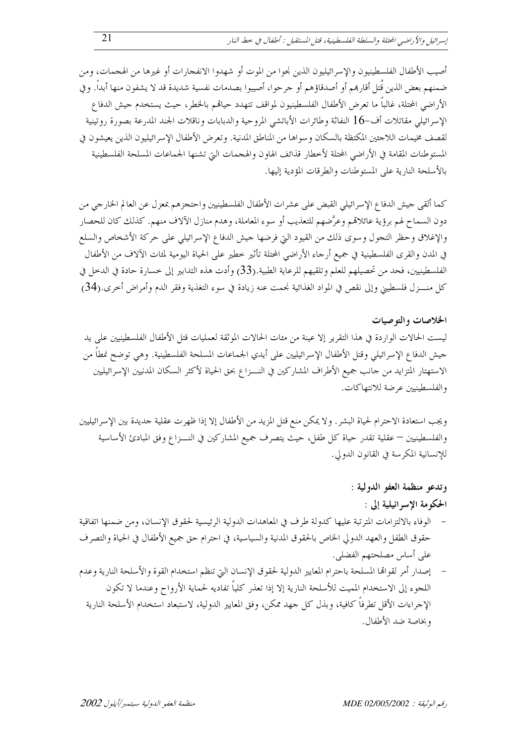أصيب الأطفال الفلسطينيون والإسرائيليون الذين نجوا من الموت أو شهدوا الانفجارات أو غيرها من الهجمات، ومن ضمنهم بعض الذين قُتل أقاربهم أو أصدقاؤهم أو جرحوا، أصيبوا بصدمات نفسية شديدة قد لا يشفون منها أبداً. وفي الأراضي المحتلة، غالباً ما تعرض الأطفال الفلسطينيون لمواقف تتهدد حياتهم بالخطر، حيث يستخدم جيش الدفاع الإسرائيلي مقاتلات أف-16 النفاثة وطائرات الأباتشي المروحية والدبابات وناقلات الجند المدرعة بصورة روتينية لقصف مخيمات اللاجئين المكتظة بالسكان وسواها من المناطق المدنية. وتعرض الأطفال الإسرائيليون الذين يعيشون في المستوطنات المقامة في الأراضي المحتلة لأخطار قذائف الهاون والهجمات التي تشنها الجماعات المسلحة الفلسطينية بالأسلحة النارية على المستوطنات والطرقات المؤدية إليها.

كما ألقى جيش الدفاع الإسرائيلي القبض على عشرات الأطفال الفلسطينيين واحتجزهم بمعزل عن العالم الخارجي من دون السماح لهم برؤية عائلاتهم وعرَّضهم للتعذيب أو سوء المعاملة، وهدم منازل الآلاف منهم. كذلك كان للحصار والإغلاق وحظر التجول وسوى ذلك من القيود التي فرضها جيش الدفاع الإسرائيلي على حركة الأشخاص والسلع في المدن والقرى الفلسطينية في جميع أرجاء الأراضي المحتلة تأثير خطير على الحياة اليومية لمئات الآلاف من الأطفال الفلسطينيين، فحد من تحصيلهم للعلم وتلقيهم للرعاية الطبية.(33) وأدت هذه التدابير إلى خسارة حادة في الدخل في كل منـــزل فلسطيني وإلى نقص في المواد الغذائية نجمت عنه زيادة في سوء التغذية وفقر الدم وأمراض أخرى.(34)

## الخلاصات والتوصيات

ليست الحالات الواردة في هذا التقرير إلا عينة من مئات الحالات الموثقة لعمليات قتل الأطفال الفلسطينيين على يد جيش الدفاع الإسرائيلي وقتل الأطفال الإسرائيليين على أيدي الجماعات المسلحة الفلسطينية. وهي توضح نمطاً من الاستهتار المتزايد من جانب جميع الأطراف المشاركين في النـــزاع بحق الحياة لأكثر السكان المدنيين الإسرائيليين والفلسطينيين عرضة للانتهاكات.

ويجب استعادة الاحترام لحياة البشر. ولا يمكن منع قتل المزيد من الأطفال إلا إذا ظهرت عقلية جديدة بين الإسرائيليين والفلسطينيين – عقلية تقدر حياة كل طفل، حيث يتصرف جميع المشاركين في النـــزاع وفق المبادئ الأساسية للإنسانية المكرسة في القانون الدولي.

**وتدعو منظمة العفو الدولية :**

**الحكومة الإسرائيلية إلى :**

- الوفاء بالالتزامات المترتبة عليها كدولة طرف في المعاهدات الدولية الرئيسية لحقوق الإنسان، ومن ضمنها اتفاقية حقوق الطفل والعهد الدولي الخاص بالحقوق المدنية والسياسية، في احترام حق جميع الأطفال في الحياة والتصرف على أساس مصلحتهم الفضلى.
- إصدار أمر لقواتها المسلحة باحترام المعايير الدولية لحقوق الإنسان التي تنظم استخدام القوة والأسلحة النارية وعدم اللجوء إلى الاستخدام المميت للأسلحة النارية إلا إذا تعذر كلياً تفاديه لحماية الأرواح وعندما لا تكون الإجراءات الأقل تطرفاً كافية، وبذل كل جهد ممكن، وفق المعايير الدولية، لاستبعاد استخدام الأسلحة النارية وبخاصة ضد الأطفال.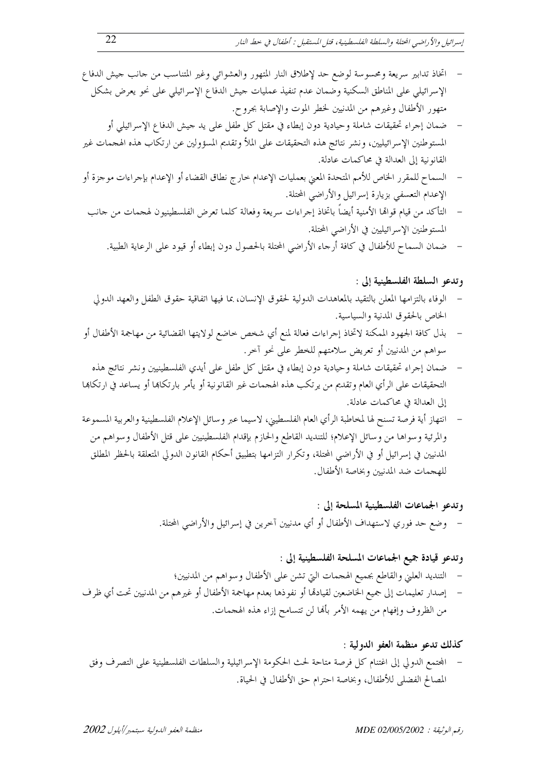- اتخاذ تدابير سريعة ومحسوسة لوضع حد لإطلاق النار المتهور والعشوائي وغير المتناسب من جانب جيش الدفاع الإسرائيلي على المناطق السكنية وضمان عدم تنفيذ عمليات جيش الدفاع الإسرائيلي على نحو يعرض بشكل متهور الأطفال وغيرهم من المدنيين لخطر الموت والإصابة بجروح.
- ضمان إجراء تحقيقات شاملة وحيادية دون إبطاء في مقتل كل طفل على يد جيش الدفاع الإسرائيلي أو المستوطنين الإسرائيليين، ونشر نتائج هذه التحقيقات على الملأ وتقديم المسؤولين عن ارتكاب هذه الهجمات غير القانونية إلى العدالة في محاكمات عادلة.
- السماح للمقرر الخاص للأمم المتحدة المعني بعمليات الإعدام خارج نطاق القضاء أو الإعدام بإجراءات موجزة أو الإعدام التعسفي بزيارة إسرائيل والأراضي المحتلة.
- التأكد من قيام قواتها الأمنية أيضاً باتخاذ إجراءات سريعة وفعالة كلما تعرض الفلسطينيون لهجمات من جانب المستوطنين الإسرائيليين في الأراضي المحتلة.
- ضمان السماح للأطفال في كافة أرجاء الأراضي المحتلة بالحصول دون إبطاء أو قيود على الرعاية الطبية.

**وتدعو السلطة الفلسطينية إلى :**

- الوفاء بالتزامها المعلن بالتقيد بالمعاهدات الدولية لحقوق الإنسان، بما فيها اتفاقية حقوق الطفل والعهد الدولي الخاص بالحقوق المدنية والسياسية.
- بذل كافة الجهود الممكنة لاتخاذ إجراءات فعالة لمنع أي شخص خاضع لولايتها القضائية من مهاجمة الأطفال أو سواهم من المدنيين أو تعريض سلامتهم للخطر على نحو آخر.
- ضمان إجراء تحقيقات شاملة وحيادية دون إبطاء في مقتل كل طفل على أيدي الفلسطينيين ونشر نتائج هذه التحقيقات على الرأي العام وتقديم من يرتكب هذه الهجمات غير القانونية أو يأمر بارتكابها أو يساعد في ارتكابها إلى العدالة في محاكمات عادلة.
- انتهاز أية فرصة تسنح لها لمخاطبة الرأي العام الفلسطيني، لاسيما عبر وسائل الإعلام الفلسطينية والعربية المسموعة والمرئية وسواها من وسائل الإعلام؛ للتنديد القاطع والحازم بإقدام الفلسطينيين على قتل الأطفال وسواهم من المدنيين في إسرائيل أو في الأراضي المحتلة، وتكرار التزامها بتطبيق أحكام القانون الدولي المتعلقة بالحظر المطلق للهجمات ضد المدنيين وبخاصة الأطفال.

**وتدعو الجماعات الفلسطينية المسلحة إلى :**

- وضع حد فوري لاستهداف الأطفال أو أي مدنيين آخرين في إسرائيل والأراضي المحتلة.

**وتدعو قيادة جميع الجماعات المسلحة الفلسطينية إلى :**

- التنديد العلني والقاطع بجميع الهجمات التي تشن على الأطفال وسواهم من المدنيين؛
- إصدار تعليمات إلى جميع الخاضعين لقيادتها أو نفوذها بعدم مهاجمة الأطفال أو غيرهم من المدنيين تحت أي ظرف من الظروف وإفهام من يهمه الأمر بأنها لن تتسامح إزاء هذه الهجمات.

**كذلك تدعو منظمة العفو الدولية :**

- المجتمع الدولي إلى اغتنام كل فرصة متاحة لحث الحكومة الإسرائيلية والسلطات الفلسطينية على التصرف وفق المصالح الفضلى للأطفال، وبخاصة احترام حق الأطفال في الحياة.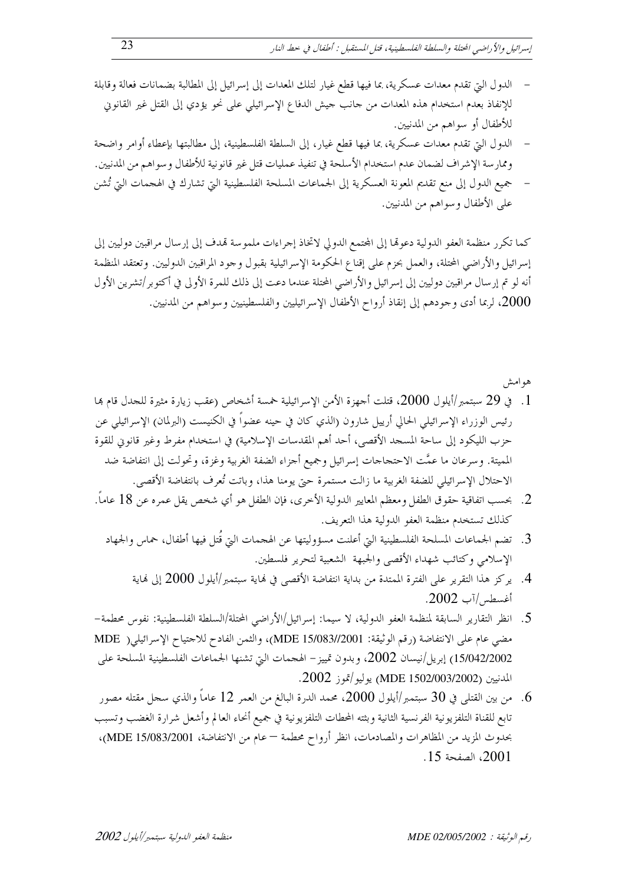- الدول التي تقدم معدات عسكرية، بما فيها قطع غيار لتلك المعدات إلى إسرائيل إلى المطالبة بضمانات فعالة وقابلة للإنفاذ بعدم استخدام هذه المعدات من جانب جيش الدفاع الإسرائيلي على نحو يؤدي إلى القتل غير القانوني للأطفال أو سواهم من المدنيين.
- الدول التي تقدم معدات عسكرية، بما فيها قطع غيار، إلى السلطة الفلسطينية، إلى مطالبتها بإعطاء أوامر واضحة وممارسة الإشراف لضمان عدم استخدام الأسلحة في تنفيذ عمليات قتل غير قانونية للأطفال وسواهم من المدنيين.
- جميع الدول إلى منع تقديم المعونة العسكرية إلى الجماعات المسلحة الفلسطينية التي تشارك في الهجمات التي تُشن على الأطفال وسواهم من المدنيين.

كما تكرر منظمة العفو الدولية دعوتها إلى المجتمع الدولي لاتخاذ إجراءات ملموسة تهدف إلى إرسال مراقبين دوليين إلى إسرائيل والأراضي المحتلة، والعمل بحزم على إقناع الحكومة الإسرائيلية بقبول وجود المراقبين الدوليين. وتعتقد المنظمة أنه لو تم إرسال مراقبين دوليين إلى إسرائيل والأراضي المحتلة عندما دعت إلى ذلك للمرة الأولى في أكتوبر/تشرين الأول 2000، لربما أدى وجودهم إلى إنقاذ أرواح الأطفال الإسرائيليين والفلسطينيين وسواهم من المدنيين.

هوامش

1. في 29 سبتمبر/أيلول 2000، قتلت أجهزة الأمن الإسرائيلية خمسة أشخاص (عقب زيارة مثيرة للجدل قام بها رئيس الوزراء الإسرائيلي الحالي أرييل شارون (الذي كان في حينه عضواً في الكنيست (البرلمان) الإسرائيلي عن حزب الليكود إلى ساحة المسجد الأقصى، أحد أهم المقدسات الإسلامية) في استخدام مفرط وغير قانوني للقوة المميتة. وسرعان ما عمَّت الاحتجاجات إسرائيل وجميع أجزاء الضفة الغربية وغزة، وتحولت إلى انتفاضة ضد الاحتلال الإسرائيلي للضفة الغربية ما زالت مستمرة حتى يومنا هذا، وباتت تُعرف بانتفاضة الأقصى.
2. بحسب اتفاقية حقوق الطفل ومعظم المعايير الدولية الأخرى، فإن الطفل هو أي شخص يقل عمره عن 18 عاماً. كذلك تستخدم منظمة العفو الدولية هذا التعريف.
3. تضم الجماعات المسلحة الفلسطينية التي أعلنت مسؤوليتها عن الهجمات التي قُتل فيها أطفال، حماس والجهاد الإسلامي وكتائب شهداء الأقصى والجبهة الشعبية لتحرير فلسطين.
4. يركز هذا التقرير على الفترة الممتدة من بداية انتفاضة الأقصى في نهاية سبتمبر/أيلول 2000 إلى نهاية أغسطس/آب 2002.
5. انظر التقارير السابقة لمنظمة العفو الدولية، لا سيما: إسرائيل/الأراضي المحتلة/السلطة الفلسطينية: نفوس محطمة– مضي عام على الانتفاضة (رقم الوثيقة: MDE 15/083//2001)، والثمن الفادح للاجتياح الإسرائيلي( MDE 15/042/2002) إبريل/نيسان 2002، وبدون تمييز– الهجمات التي تشنها الجماعات الفلسطينية المسلحة على المدنيين (MDE 1502/003/2002) يوليو/تموز 2002.
6. من بين القتلى في 30 سبتمبر/أيلول 2000، محمد الدرة البالغ من العمر 12 عاماً والذي سجل مقتله مصور تابع للقناة التلفزيونية الفرنسية الثانية وبثته المحطات التلفزيونية في جميع أنحاء العالم وأشعل شرارة الغضب وتسبب بحدوث المزيد من المظاهرات والمصادمات، انظر أرواح محطمة – عام من الانتفاضة، (MDE 15/083/2001)، 2001، الصفحة 15.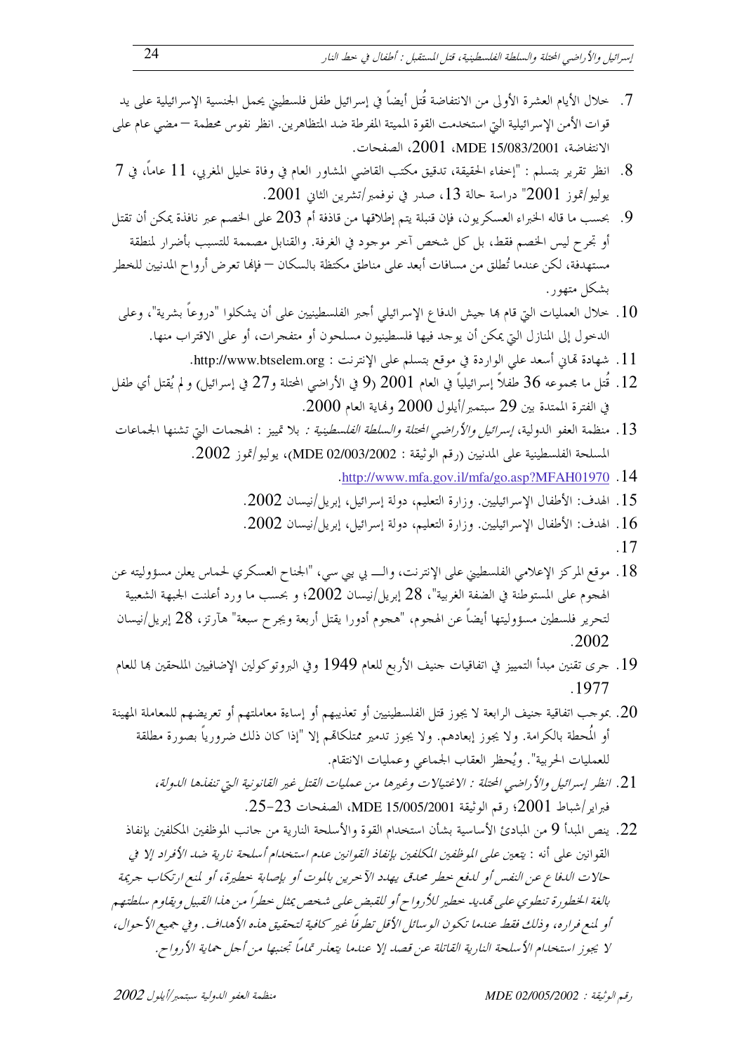7. خلال الأيام العشرة الأولى من الانتفاضة قُتل أيضاً في إسرائيل طفل فلسطيني يحمل الجنسية الإسرائيلية على يد قوات الأمن الإسرائيلية التي استخدمت القوة المميتة المفرطة ضد المتظاهرين. انظر نفوس محطمة – مضي عام على الانتفاضة، MDE 15/083/2001، 2001، الصفحات.

8. انظر تقرير بتسلم : "إخفاء الحقيقة، تدقيق مكتب القاضي المشاور العام في وفاة خليل المغربي، 11 عاماً، في 7 يوليو/تموز 2001" دراسة حالة 13، صدر في نوفمبر/تشرين الثاني 2001.

9. بحسب ما قاله الخبراء العسكريون، فإن قنبلة يتم إطلاقها من قاذفة أم 203 على الخصم عبر نافذة يمكن أن تقتل أو تجرح ليس الخصم فقط، بل كل شخص آخر موجود في الغرفة. والقنابل مصممة للتسبب بأضرار لمنطقة مستهدفة، لكن عندما تُطلق من مسافات أبعد على مناطق مكتظة بالسكان – فإنها تعرض أرواح المدنيين للخطر بشكل متهور.

10. خلال العمليات التي قام بها جيش الدفاع الإسرائيلي أجبر الفلسطينيين على أن يشكلوا "دروعاً بشرية"، وعلى الدخول إلى المنازل التي يمكن أن يوجد فيها فلسطينيون مسلحون أو متفجرات، أو على الاقتراب منها.

11. شهادة تماني أسعد علي الواردة في موقع بتسلم على الإنترنت : http://www.btselem.org.

12. قُتل ما مجموعه 36 طفلاً إسرائيلياً في العام 2001 (9 في الأراضي المحتلة و27 في إسرائيل) و لم يُقتل أي طفل في الفترة الممتدة بين 29 سبتمبر/أيلول 2000 ونهاية العام 2000.

13. منظمة العفو الدولية، *إسرائيل والأراضي المحتلة والسلطة الفلسطينية :* بلا تمييز : الهجمات التي تشنها الجماعات المسلحة الفلسطينية على المدنيين (رقم الوثيقة : MDE 02/003/2002)، يوليو/تموز 2002.

14. http://www.mfa.gov.il/mfa/go.asp?MFAH01970.

15. الهدف: الأطفال الإسرائيليين. وزارة التعليم، دولة إسرائيل، إبريل/نيسان 2002.

16. الهدف: الأطفال الإسرائيليين. وزارة التعليم، دولة إسرائيل، إبريل/نيسان 2002.

17.

18. موقع المركز الإعلامي الفلسطيني على الإنترنت، والـــ بي بي سي، "الجناح العسكري لحماس يعلن مسؤوليته عن الهجوم على المستوطنة في الضفة الغربية"، 28 إبريل/نيسان 2002؛ و بحسب ما ورد أعلنت الجبهة الشعبية لتحرير فلسطين مسؤوليتها أيضاً عن الهجوم، "هجوم أدورا يقتل أربعة ويجرح سبعة" هآرتز، 28 إبريل/نيسان 2002.

19. جرى تقنين مبدأ التمييز في اتفاقيات جنيف الأربع للعام 1949 وفي البروتوكولين الإضافيين الملحقين بها للعام 1977.

20. بموجب اتفاقية جنيف الرابعة لا يجوز قتل الفلسطينيين أو تعذيبهم أو إساءة معاملتهم أو تعريضهم للمعاملة المهينة أو المُحطة بالكرامة. ولا يجوز إبعادهم. ولا يجوز تدمير ممتلكاتهم إلا "إذا كان ذلك ضرورياً بصورة مطلقة للعمليات الحربية". ويُحظر العقاب الجماعي وعمليات الانتقام.

21. *انظر إسرائيل والأراضي المحتلة : الاغتيالات وغيرها من عمليات القتل غير القانونية التي تنفذها الدولة*، فبراير/شباط 2001؛ رقم الوثيقة MDE 15/005/2001، الصفحات 23-25.

22. ينص المبدأ 9 من المبادئ الأساسية بشأن استخدام القوة والأسلحة النارية من جانب الموظفين المكلفين بإنفاذ القوانين على أنه : *يتعين على الموظفين المكلفين بإنفاذ القوانين عدم استخدام أسلحة نارية ضد الأفراد إلا في حالات الدفاع عن النفس أو لدفع خطر محدق يهدد الآخرين بالموت أو بإصابة خطيرة، أو لمنع ارتكاب جريمة بالغة الخطورة تنطوي على تهديد خطير للأرواح أو للقبض على شخص يمثل خطراً من هذا القبيل ويقاوم سلطتهم أو لمنع فراره، وذلك فقط عندما تكون الوسائل الأقل تطرفاً غير كافية لتحقيق هذه الأهداف. وفي جميع الأحوال، لا يجوز استخدام الأسلحة النارية القاتلة عن قصد إلا عندما يتعذر تماماً تجنبها من أجل حماية الأرواح.*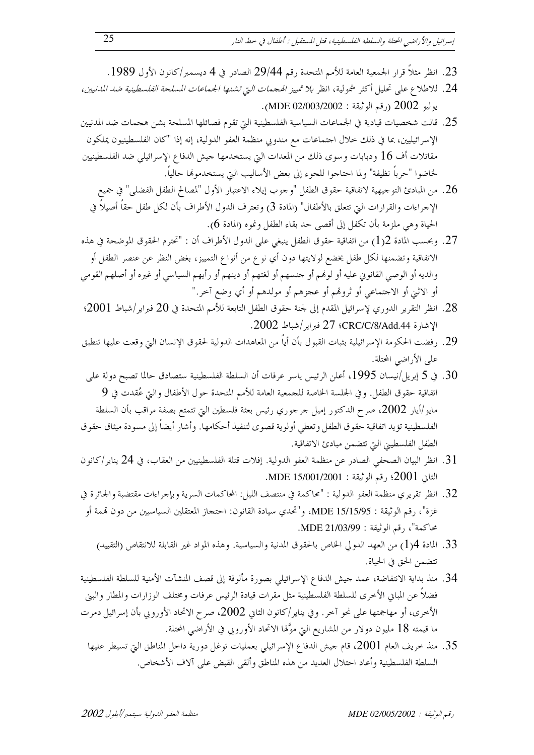23. انظر مثلاً قرار الجمعية العامة للأمم المتحدة رقم 29/44 الصادر في 4 ديسمبر/كانون الأول 1989.

24. للاطلاع على تحليل أكثر شمولية، انظر *بلا تمييز الهجمات التي تشنها الجماعات المسلحة الفلسطينية ضد المدنيين*، يوليو 2002 (رقم الوثيقة : MDE 02/003/2002).

25. قالت شخصيات قيادية في الجماعات السياسية الفلسطينية التي تقوم فصائلها المسلحة بشن هجمات ضد المدنيين الإسرائيليين، بما في ذلك خلال اجتماعات مع مندوبي منظمة العفو الدولية، إنه إذا "كان الفلسطينيون يملكون مقاتلات أف 16 ودبابات وسوى ذلك من المعدات التي يستخدمها جيش الدفاع الإسرائيلي ضد الفلسطينيين لخاضوا "حرباً نظيفة" ولما احتاجوا للجوء إلى بعض الأساليب التي يستخدمونها حالياً.

26. من المبادئ التوجيهية لاتفاقية حقوق الطفل "وجوب إيلاء الاعتبار الأول "لمصالح الطفل الفضلى" في جميع الإجراءات والقرارات التي تتعلق بالأطفال" (المادة 3) وتعترف الدول الأطراف بأن لكل طفل حقاً أصيلاً في الحياة وهي ملزمة بأن تكفل إلى أقصى حد بقاء الطفل ونموه (المادة 6).

27. وبحسب المادة 2(1) من اتفاقية حقوق الطفل ينبغي على الدول الأطراف أن : "تحترم الحقوق الموضحة في هذه الاتفاقية وتضمنها لكل طفل يخضع لولايتها دون أي نوع من أنواع التمييز، بغض النظر عن عنصر الطفل أو والديه أو الوصي القانوني عليه أو لونهم أو جنسهم أو لغتهم أو دينهم أو رأيهم السياسي أو غيره أو أصلهم القومي أو الاثني أو الاجتماعي أو ثروتهم أو عجزهم أو مولدهم أو أي وضع آخر."

28. انظر التقرير الدوري لإسرائيل المقدم إلى لجنة حقوق الطفل التابعة للأمم المتحدة في 20 فبراير/شباط 2001؛ الإشارة CRC/C/8/Add.44؛ 27 فبراير/شباط 2002.

29. رفضت الحكومة الإسرائيلية بثبات القبول بأن أياً من المعاهدات الدولية لحقوق الإنسان التي وقعت عليها تنطبق على الأراضي المحتلة.

30. في 5 إبريل/نيسان 1995، أعلن الرئيس ياسر عرفات أن السلطة الفلسطينية ستصادق حالما تصبح دولة على اتفاقية حقوق الطفل. وفي الجلسة الخاصة للجمعية العامة للأمم المتحدة حول الأطفال والتي عُقدت في 9 مايو/أيار 2002، صرح الدكتور إميل جرجوري رئيس بعثة فلسطين التي تتمتع بصفة مراقب بأن السلطة الفلسطينية تؤيد اتفاقية حقوق الطفل وتعطي أولوية قصوى لتنفيذ أحكامها. وأشار أيضاً إلى مسودة ميثاق حقوق الطفل الفلسطيني التي تتضمن مبادئ الاتفاقية.

31. انظر البيان الصحفي الصادر عن منظمة العفو الدولية. إفلات قتلة الفلسطينيين من العقاب، في 24 يناير/كانون الثاني 2001؛ رقم الوثيقة : MDE 15/001/2001.

32. انظر تقريري منظمة العفو الدولية : "محاكمة في منتصف الليل: المحاكمات السرية وبإجراءات مقتضبة والجائرة في غزة"، رقم الوثيقة : MDE 15/15/95، و"تحدي سيادة القانون: احتجاز المعتقلين السياسيين من دون تهمة أو محاكمة"، رقم الوثيقة : MDE 21/03/99.

33. المادة 4(1) من العهد الدولي الخاص بالحقوق المدنية والسياسية. وهذه المواد غير القابلة للانتقاص (التقييد) تتضمن الحق في الحياة.

34. منذ بداية الانتفاضة، عمد جيش الدفاع الإسرائيلي بصورة مألوفة إلى قصف المنشآت الأمنية للسلطة الفلسطينية فضلاً عن المباني الأخرى للسلطة الفلسطينية مثل مقرات قيادة الرئيس عرفات ومختلف الوزارات والمطار والبنى الأخرى، أو مهاجمتها على نحو آخر. وفي يناير/كانون الثاني 2002، صرح الاتحاد الأوروبي بأن إسرائيل دمرت ما قيمته 18 مليون دولار من المشاريع التي موَّلها الاتحاد الأوروبي في الأراضي المحتلة.

35. منذ خريف العام 2001، قام جيش الدفاع الإسرائيلي بعمليات توغل دورية داخل المناطق التي تسيطر عليها السلطة الفلسطينية وأعاد احتلال العديد من هذه المناطق وألقى القبض على آلاف الأشخاص.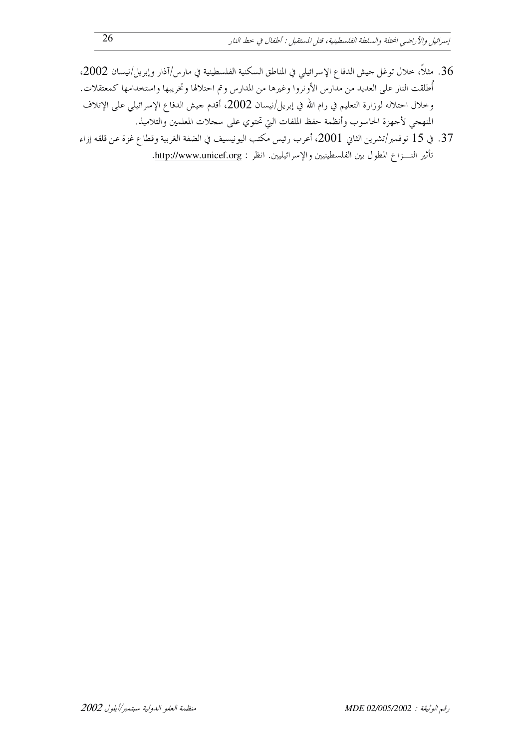36. مثلاً، خلال توغل جيش الدفاع الإسرائيلي في المناطق السكنية الفلسطينية في مارس/آذار وإبريل/نيسان 2002، أُطلقت النار على العديد من مدارس الأونروا وغيرها من المدارس وتم احتلالها وتخريبها واستخدامها كمعتقلات. وخلال احتلاله لوزارة التعليم في رام الله في إبريل/نيسان 2002، أقدم جيش الدفاع الإسرائيلي على الإتلاف المنهجي لأجهزة الحاسوب وأنظمة حفظ الملفات التي تحتوي على سجلات المعلمين والتلاميذ.

37. في 15 نوفمبر/تشرين الثاني 2001، أعرب رئيس مكتب اليونيسيف في الضفة الغربية وقطاع غزة عن قلقه إزاء تأثير النـــزاع المطول بين الفلسطينيين والإسرائيليين. انظر : http://www.unicef.org.